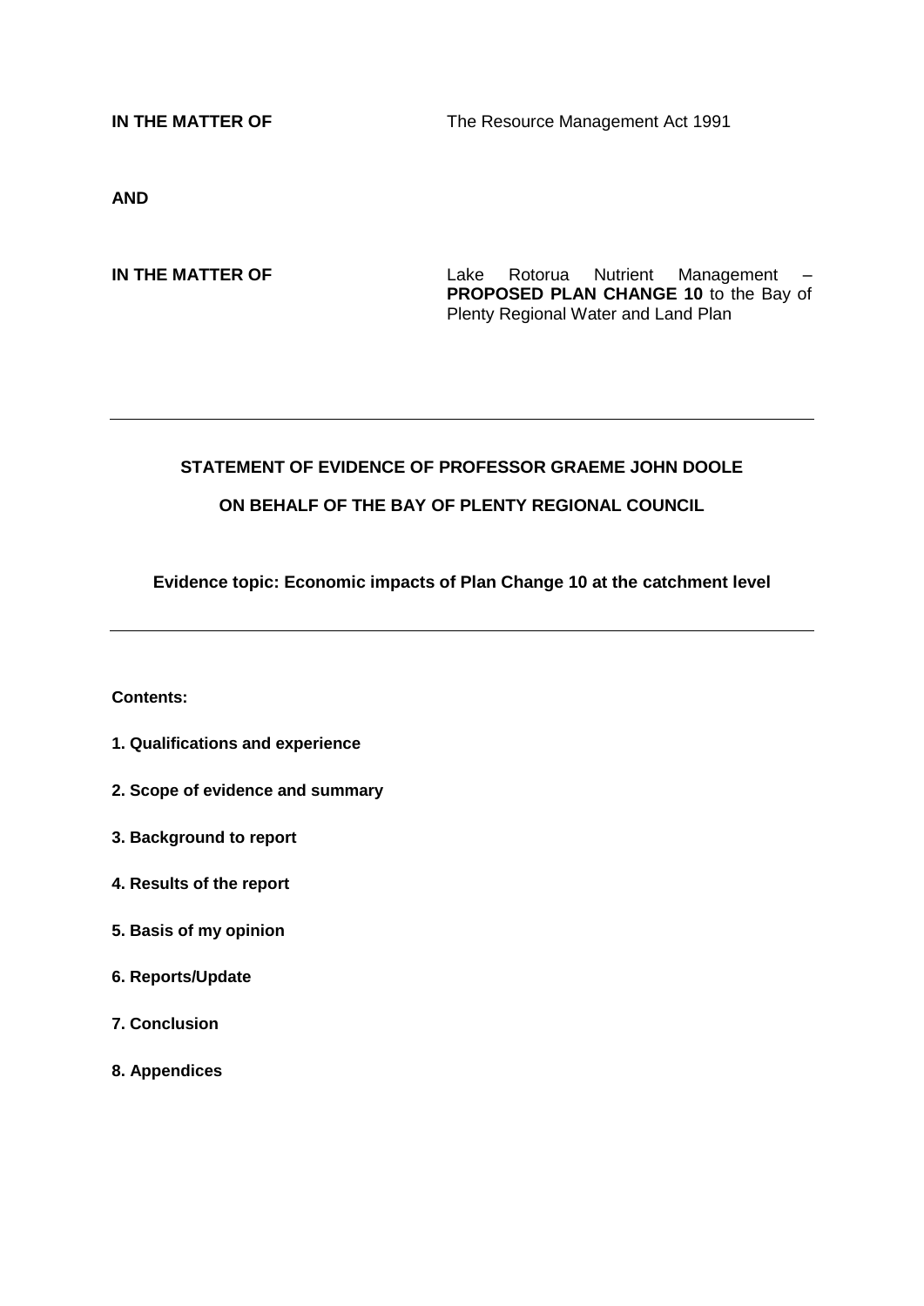**IN THE MATTER OF** The Resource Management Act 1991

**AND**

**IN THE MATTER OF** Lake Rotorua Nutrient Management – **PROPOSED PLAN CHANGE 10** to the Bay of Plenty Regional Water and Land Plan

---

**STATEMENT OF EVIDENCE OF PROFESSOR GRAEME JOHN DOOLE**

**ON BEHALF OF THE BAY OF PLENTY REGIONAL COUNCIL**

**Evidence topic: Economic impacts of Plan Change 10 at the catchment level**

---

**Contents:**

**1. Qualifications and experience**

**2. Scope of evidence and summary**

**3. Background to report**

**4. Results of the report**

**5. Basis of my opinion**

**6. Reports/Update**

**7. Conclusion**

**8. Appendices**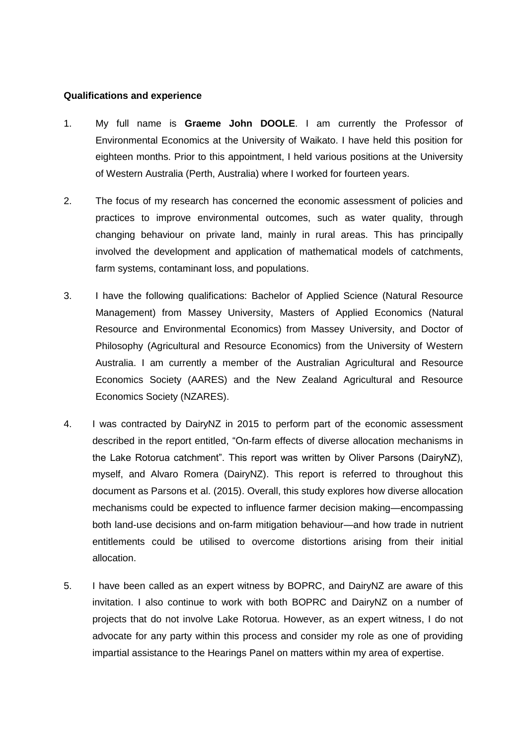**Qualifications and experience**

1. My full name is **Graeme John DOOLE**. I am currently the Professor of Environmental Economics at the University of Waikato. I have held this position for eighteen months. Prior to this appointment, I held various positions at the University of Western Australia (Perth, Australia) where I worked for fourteen years.

2. The focus of my research has concerned the economic assessment of policies and practices to improve environmental outcomes, such as water quality, through changing behaviour on private land, mainly in rural areas. This has principally involved the development and application of mathematical models of catchments, farm systems, contaminant loss, and populations.

3. I have the following qualifications: Bachelor of Applied Science (Natural Resource Management) from Massey University, Masters of Applied Economics (Natural Resource and Environmental Economics) from Massey University, and Doctor of Philosophy (Agricultural and Resource Economics) from the University of Western Australia. I am currently a member of the Australian Agricultural and Resource Economics Society (AARES) and the New Zealand Agricultural and Resource Economics Society (NZARES).

4. I was contracted by DairyNZ in 2015 to perform part of the economic assessment described in the report entitled, "On-farm effects of diverse allocation mechanisms in the Lake Rotorua catchment". This report was written by Oliver Parsons (DairyNZ), myself, and Alvaro Romera (DairyNZ). This report is referred to throughout this document as Parsons et al. (2015). Overall, this study explores how diverse allocation mechanisms could be expected to influence farmer decision making—encompassing both land-use decisions and on-farm mitigation behaviour—and how trade in nutrient entitlements could be utilised to overcome distortions arising from their initial allocation.

5. I have been called as an expert witness by BOPRC, and DairyNZ are aware of this invitation. I also continue to work with both BOPRC and DairyNZ on a number of projects that do not involve Lake Rotorua. However, as an expert witness, I do not advocate for any party within this process and consider my role as one of providing impartial assistance to the Hearings Panel on matters within my area of expertise.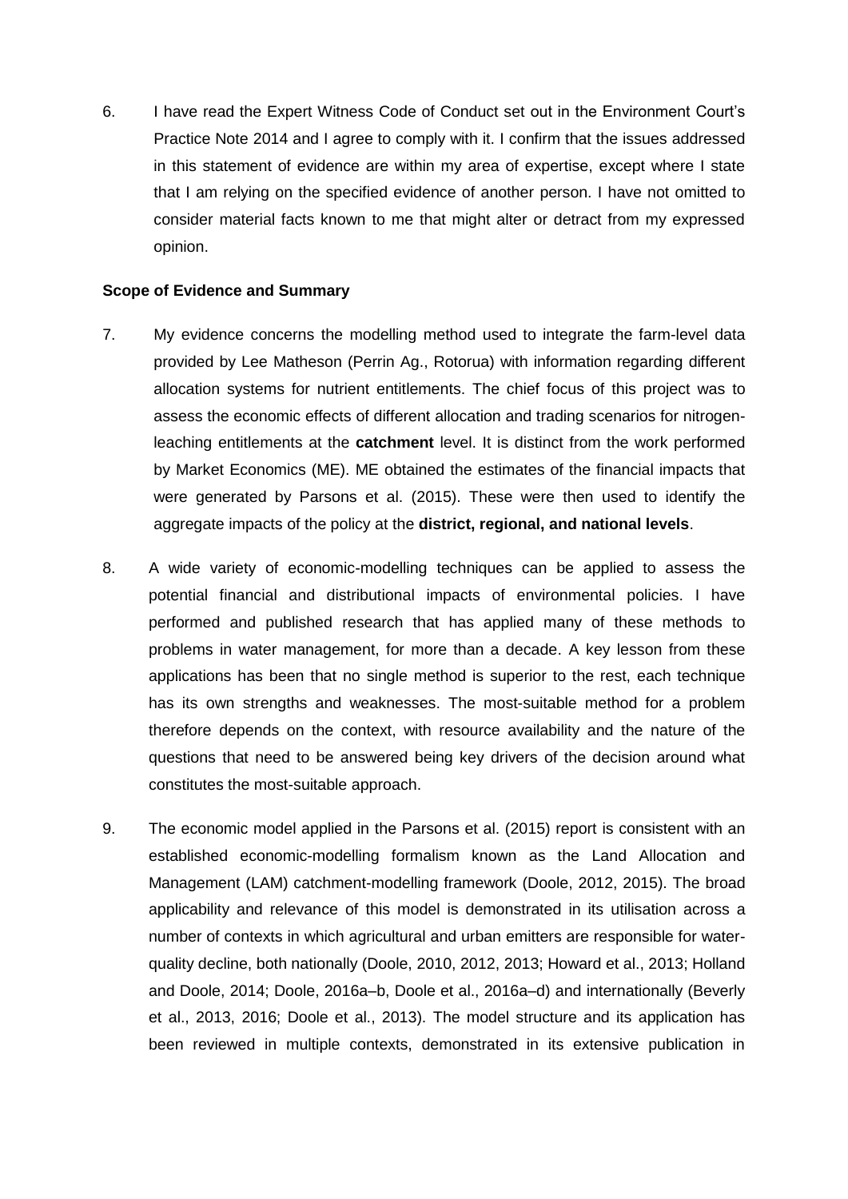6. I have read the Expert Witness Code of Conduct set out in the Environment Court's Practice Note 2014 and I agree to comply with it. I confirm that the issues addressed in this statement of evidence are within my area of expertise, except where I state that I am relying on the specified evidence of another person. I have not omitted to consider material facts known to me that might alter or detract from my expressed opinion.

**Scope of Evidence and Summary**

7. My evidence concerns the modelling method used to integrate the farm-level data provided by Lee Matheson (Perrin Ag., Rotorua) with information regarding different allocation systems for nutrient entitlements. The chief focus of this project was to assess the economic effects of different allocation and trading scenarios for nitrogen-leaching entitlements at the **catchment** level. It is distinct from the work performed by Market Economics (ME). ME obtained the estimates of the financial impacts that were generated by Parsons et al. (2015). These were then used to identify the aggregate impacts of the policy at the **district, regional, and national levels**.

8. A wide variety of economic-modelling techniques can be applied to assess the potential financial and distributional impacts of environmental policies. I have performed and published research that has applied many of these methods to problems in water management, for more than a decade. A key lesson from these applications has been that no single method is superior to the rest, each technique has its own strengths and weaknesses. The most-suitable method for a problem therefore depends on the context, with resource availability and the nature of the questions that need to be answered being key drivers of the decision around what constitutes the most-suitable approach.

9. The economic model applied in the Parsons et al. (2015) report is consistent with an established economic-modelling formalism known as the Land Allocation and Management (LAM) catchment-modelling framework (Doole, 2012, 2015). The broad applicability and relevance of this model is demonstrated in its utilisation across a number of contexts in which agricultural and urban emitters are responsible for water-quality decline, both nationally (Doole, 2010, 2012, 2013; Howard et al., 2013; Holland and Doole, 2014; Doole, 2016a–b, Doole et al., 2016a–d) and internationally (Beverly et al., 2013, 2016; Doole et al., 2013). The model structure and its application has been reviewed in multiple contexts, demonstrated in its extensive publication in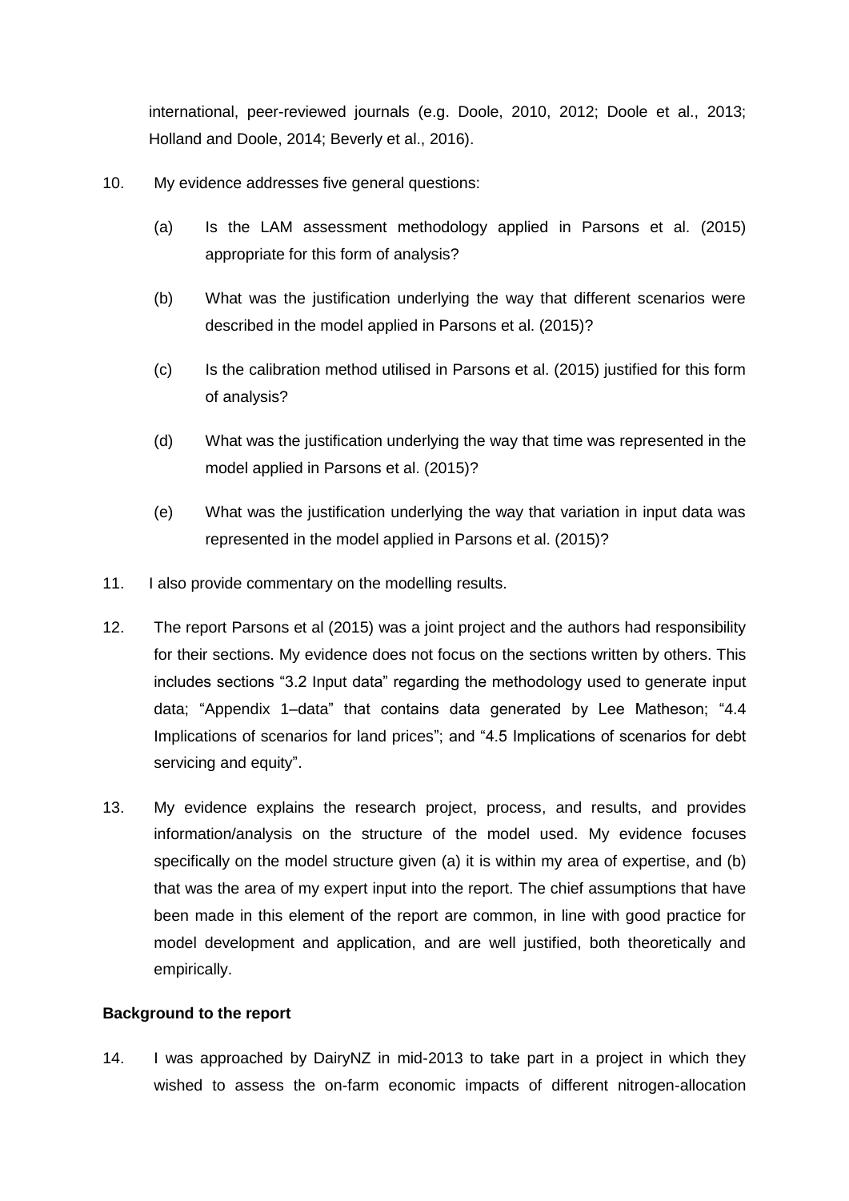international, peer-reviewed journals (e.g. Doole, 2010, 2012; Doole et al., 2013; Holland and Doole, 2014; Beverly et al., 2016).

10. My evidence addresses five general questions:

    (a) Is the LAM assessment methodology applied in Parsons et al. (2015) appropriate for this form of analysis?

    (b) What was the justification underlying the way that different scenarios were described in the model applied in Parsons et al. (2015)?

    (c) Is the calibration method utilised in Parsons et al. (2015) justified for this form of analysis?

    (d) What was the justification underlying the way that time was represented in the model applied in Parsons et al. (2015)?

    (e) What was the justification underlying the way that variation in input data was represented in the model applied in Parsons et al. (2015)?

11. I also provide commentary on the modelling results.

12. The report Parsons et al (2015) was a joint project and the authors had responsibility for their sections. My evidence does not focus on the sections written by others. This includes sections "3.2 Input data" regarding the methodology used to generate input data; "Appendix 1–data" that contains data generated by Lee Matheson; "4.4 Implications of scenarios for land prices"; and "4.5 Implications of scenarios for debt servicing and equity".

13. My evidence explains the research project, process, and results, and provides information/analysis on the structure of the model used. My evidence focuses specifically on the model structure given (a) it is within my area of expertise, and (b) that was the area of my expert input into the report. The chief assumptions that have been made in this element of the report are common, in line with good practice for model development and application, and are well justified, both theoretically and empirically.

**Background to the report**

14. I was approached by DairyNZ in mid-2013 to take part in a project in which they wished to assess the on-farm economic impacts of different nitrogen-allocation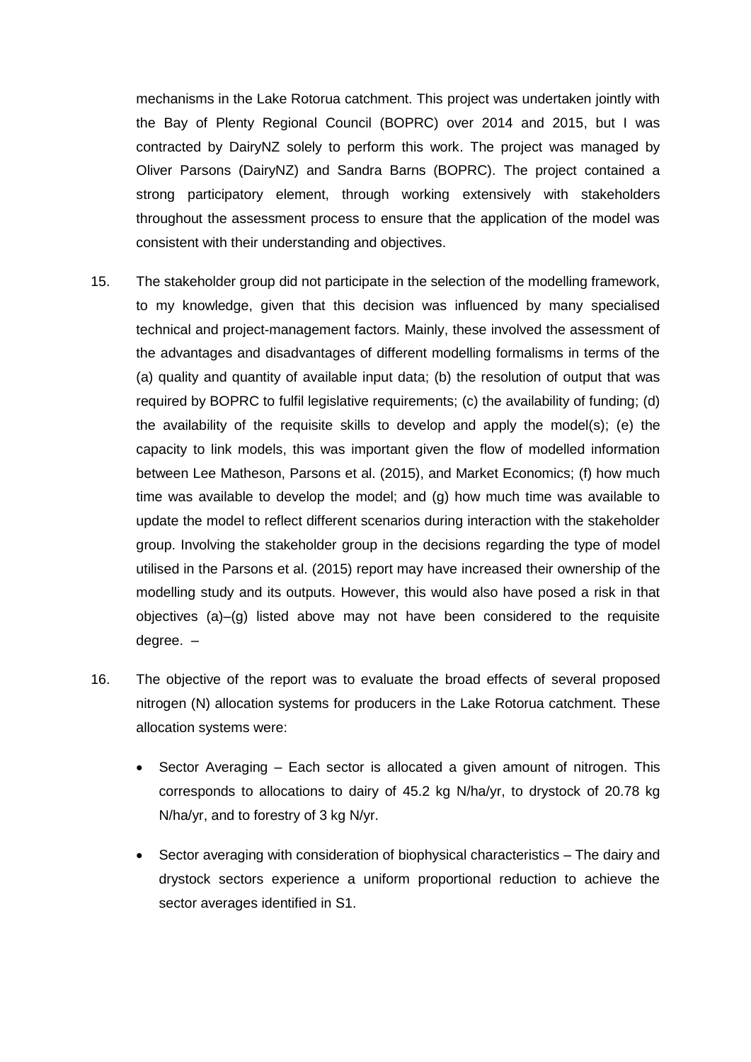mechanisms in the Lake Rotorua catchment. This project was undertaken jointly with the Bay of Plenty Regional Council (BOPRC) over 2014 and 2015, but I was contracted by DairyNZ solely to perform this work. The project was managed by Oliver Parsons (DairyNZ) and Sandra Barns (BOPRC). The project contained a strong participatory element, through working extensively with stakeholders throughout the assessment process to ensure that the application of the model was consistent with their understanding and objectives.

15. The stakeholder group did not participate in the selection of the modelling framework, to my knowledge, given that this decision was influenced by many specialised technical and project-management factors. Mainly, these involved the assessment of the advantages and disadvantages of different modelling formalisms in terms of the (a) quality and quantity of available input data; (b) the resolution of output that was required by BOPRC to fulfil legislative requirements; (c) the availability of funding; (d) the availability of the requisite skills to develop and apply the model(s); (e) the capacity to link models, this was important given the flow of modelled information between Lee Matheson, Parsons et al. (2015), and Market Economics; (f) how much time was available to develop the model; and (g) how much time was available to update the model to reflect different scenarios during interaction with the stakeholder group. Involving the stakeholder group in the decisions regarding the type of model utilised in the Parsons et al. (2015) report may have increased their ownership of the modelling study and its outputs. However, this would also have posed a risk in that objectives (a)–(g) listed above may not have been considered to the requisite degree. –

16. The objective of the report was to evaluate the broad effects of several proposed nitrogen (N) allocation systems for producers in the Lake Rotorua catchment. These allocation systems were:

- Sector Averaging – Each sector is allocated a given amount of nitrogen. This corresponds to allocations to dairy of 45.2 kg N/ha/yr, to drystock of 20.78 kg N/ha/yr, and to forestry of 3 kg N/yr.

- Sector averaging with consideration of biophysical characteristics – The dairy and drystock sectors experience a uniform proportional reduction to achieve the sector averages identified in S1.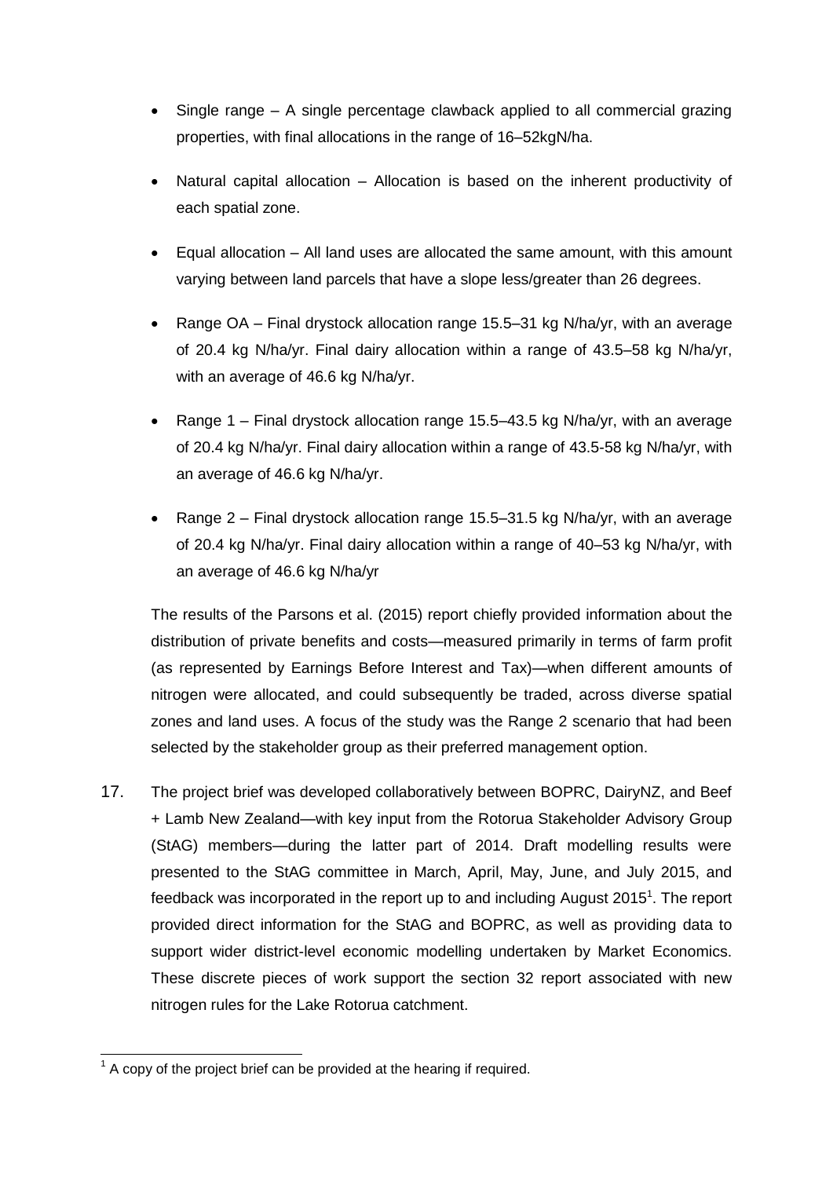- Single range – A single percentage clawback applied to all commercial grazing properties, with final allocations in the range of 16–52kgN/ha.
- Natural capital allocation – Allocation is based on the inherent productivity of each spatial zone.
- Equal allocation – All land uses are allocated the same amount, with this amount varying between land parcels that have a slope less/greater than 26 degrees.
- Range OA – Final drystock allocation range 15.5–31 kg N/ha/yr, with an average of 20.4 kg N/ha/yr. Final dairy allocation within a range of 43.5–58 kg N/ha/yr, with an average of 46.6 kg N/ha/yr.
- Range 1 – Final drystock allocation range 15.5–43.5 kg N/ha/yr, with an average of 20.4 kg N/ha/yr. Final dairy allocation within a range of 43.5-58 kg N/ha/yr, with an average of 46.6 kg N/ha/yr.
- Range 2 – Final drystock allocation range 15.5–31.5 kg N/ha/yr, with an average of 20.4 kg N/ha/yr. Final dairy allocation within a range of 40–53 kg N/ha/yr, with an average of 46.6 kg N/ha/yr

The results of the Parsons et al. (2015) report chiefly provided information about the distribution of private benefits and costs—measured primarily in terms of farm profit (as represented by Earnings Before Interest and Tax)—when different amounts of nitrogen were allocated, and could subsequently be traded, across diverse spatial zones and land uses. A focus of the study was the Range 2 scenario that had been selected by the stakeholder group as their preferred management option.

17. The project brief was developed collaboratively between BOPRC, DairyNZ, and Beef + Lamb New Zealand—with key input from the Rotorua Stakeholder Advisory Group (StAG) members—during the latter part of 2014. Draft modelling results were presented to the StAG committee in March, April, May, June, and July 2015, and feedback was incorporated in the report up to and including August 2015[1]. The report provided direct information for the StAG and BOPRC, as well as providing data to support wider district-level economic modelling undertaken by Market Economics. These discrete pieces of work support the section 32 report associated with new nitrogen rules for the Lake Rotorua catchment.

[1] A copy of the project brief can be provided at the hearing if required.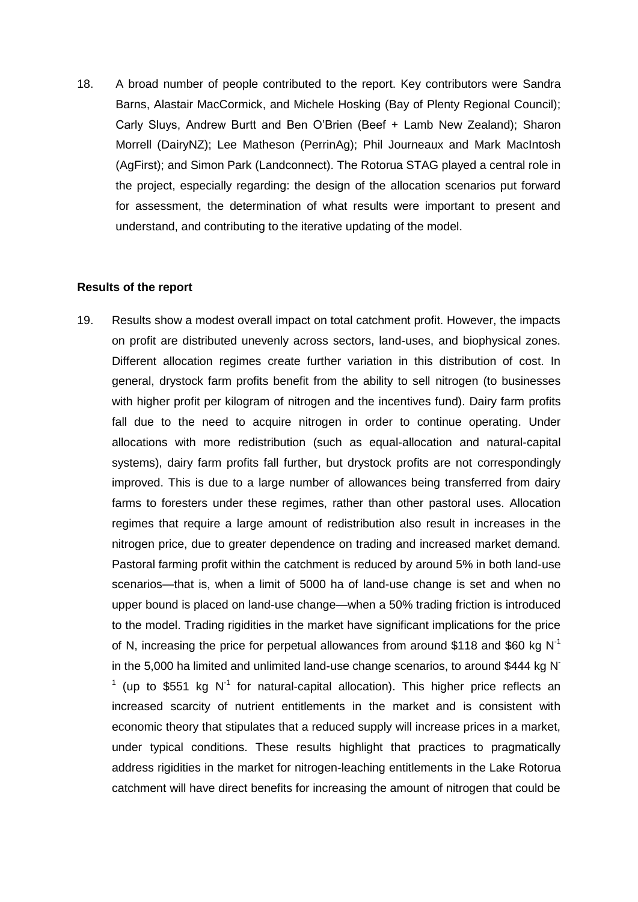18. A broad number of people contributed to the report. Key contributors were Sandra Barns, Alastair MacCormick, and Michele Hosking (Bay of Plenty Regional Council); Carly Sluys, Andrew Burtt and Ben O'Brien (Beef + Lamb New Zealand); Sharon Morrell (DairyNZ); Lee Matheson (PerrinAg); Phil Journeaux and Mark MacIntosh (AgFirst); and Simon Park (Landconnect). The Rotorua STAG played a central role in the project, especially regarding: the design of the allocation scenarios put forward for assessment, the determination of what results were important to present and understand, and contributing to the iterative updating of the model.

**Results of the report**

19. Results show a modest overall impact on total catchment profit. However, the impacts on profit are distributed unevenly across sectors, land-uses, and biophysical zones. Different allocation regimes create further variation in this distribution of cost. In general, drystock farm profits benefit from the ability to sell nitrogen (to businesses with higher profit per kilogram of nitrogen and the incentives fund). Dairy farm profits fall due to the need to acquire nitrogen in order to continue operating. Under allocations with more redistribution (such as equal-allocation and natural-capital systems), dairy farm profits fall further, but drystock profits are not correspondingly improved. This is due to a large number of allowances being transferred from dairy farms to foresters under these regimes, rather than other pastoral uses. Allocation regimes that require a large amount of redistribution also result in increases in the nitrogen price, due to greater dependence on trading and increased market demand. Pastoral farming profit within the catchment is reduced by around 5% in both land-use scenarios—that is, when a limit of 5000 ha of land-use change is set and when no upper bound is placed on land-use change—when a 50% trading friction is introduced to the model. Trading rigidities in the market have significant implications for the price of N, increasing the price for perpetual allowances from around \$118 and \$60 kg $N^{-1}$ in the 5,000 ha limited and unlimited land-use change scenarios, to around \$444 kg $N^{-1}$ (up to \$551 kg $N^{-1}$ for natural-capital allocation). This higher price reflects an increased scarcity of nutrient entitlements in the market and is consistent with economic theory that stipulates that a reduced supply will increase prices in a market, under typical conditions. These results highlight that practices to pragmatically address rigidities in the market for nitrogen-leaching entitlements in the Lake Rotorua catchment will have direct benefits for increasing the amount of nitrogen that could be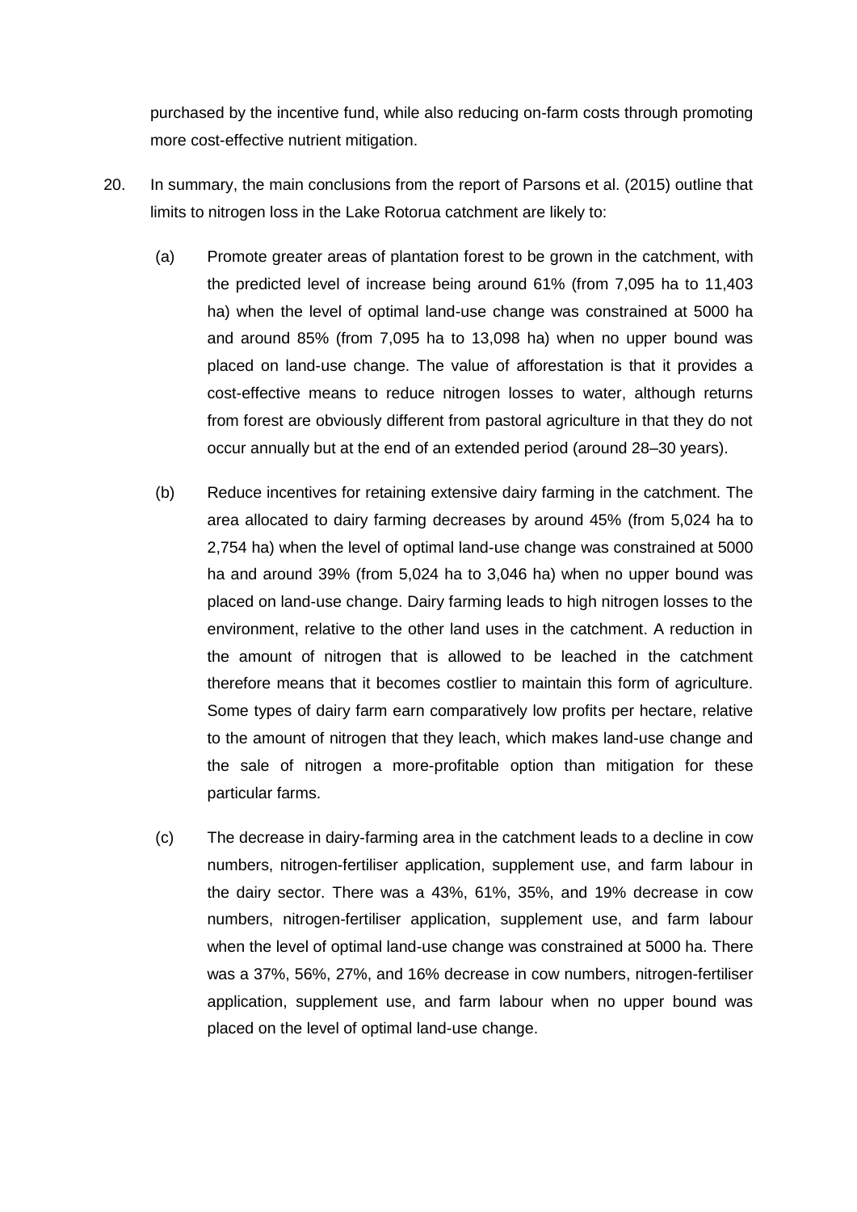purchased by the incentive fund, while also reducing on-farm costs through promoting more cost-effective nutrient mitigation.

20. In summary, the main conclusions from the report of Parsons et al. (2015) outline that limits to nitrogen loss in the Lake Rotorua catchment are likely to:

  (a) Promote greater areas of plantation forest to be grown in the catchment, with the predicted level of increase being around 61% (from 7,095 ha to 11,403 ha) when the level of optimal land-use change was constrained at 5000 ha and around 85% (from 7,095 ha to 13,098 ha) when no upper bound was placed on land-use change. The value of afforestation is that it provides a cost-effective means to reduce nitrogen losses to water, although returns from forest are obviously different from pastoral agriculture in that they do not occur annually but at the end of an extended period (around 28–30 years).

  (b) Reduce incentives for retaining extensive dairy farming in the catchment. The area allocated to dairy farming decreases by around 45% (from 5,024 ha to 2,754 ha) when the level of optimal land-use change was constrained at 5000 ha and around 39% (from 5,024 ha to 3,046 ha) when no upper bound was placed on land-use change. Dairy farming leads to high nitrogen losses to the environment, relative to the other land uses in the catchment. A reduction in the amount of nitrogen that is allowed to be leached in the catchment therefore means that it becomes costlier to maintain this form of agriculture. Some types of dairy farm earn comparatively low profits per hectare, relative to the amount of nitrogen that they leach, which makes land-use change and the sale of nitrogen a more-profitable option than mitigation for these particular farms.

  (c) The decrease in dairy-farming area in the catchment leads to a decline in cow numbers, nitrogen-fertiliser application, supplement use, and farm labour in the dairy sector. There was a 43%, 61%, 35%, and 19% decrease in cow numbers, nitrogen-fertiliser application, supplement use, and farm labour when the level of optimal land-use change was constrained at 5000 ha. There was a 37%, 56%, 27%, and 16% decrease in cow numbers, nitrogen-fertiliser application, supplement use, and farm labour when no upper bound was placed on the level of optimal land-use change.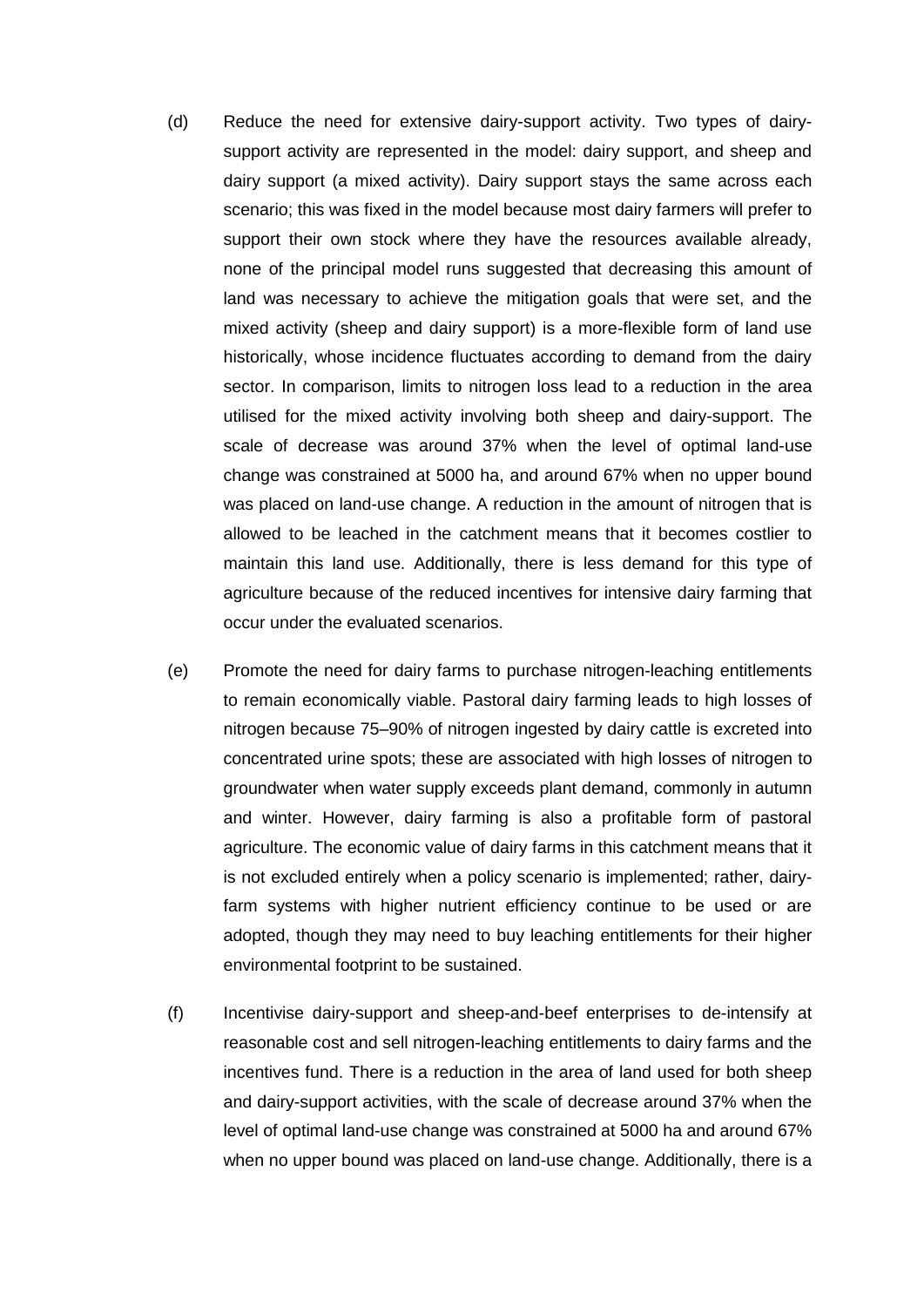(d) Reduce the need for extensive dairy-support activity. Two types of dairy-support activity are represented in the model: dairy support, and sheep and dairy support (a mixed activity). Dairy support stays the same across each scenario; this was fixed in the model because most dairy farmers will prefer to support their own stock where they have the resources available already, none of the principal model runs suggested that decreasing this amount of land was necessary to achieve the mitigation goals that were set, and the mixed activity (sheep and dairy support) is a more-flexible form of land use historically, whose incidence fluctuates according to demand from the dairy sector. In comparison, limits to nitrogen loss lead to a reduction in the area utilised for the mixed activity involving both sheep and dairy-support. The scale of decrease was around 37% when the level of optimal land-use change was constrained at 5000 ha, and around 67% when no upper bound was placed on land-use change. A reduction in the amount of nitrogen that is allowed to be leached in the catchment means that it becomes costlier to maintain this land use. Additionally, there is less demand for this type of agriculture because of the reduced incentives for intensive dairy farming that occur under the evaluated scenarios.

(e) Promote the need for dairy farms to purchase nitrogen-leaching entitlements to remain economically viable. Pastoral dairy farming leads to high losses of nitrogen because 75–90% of nitrogen ingested by dairy cattle is excreted into concentrated urine spots; these are associated with high losses of nitrogen to groundwater when water supply exceeds plant demand, commonly in autumn and winter. However, dairy farming is also a profitable form of pastoral agriculture. The economic value of dairy farms in this catchment means that it is not excluded entirely when a policy scenario is implemented; rather, dairy-farm systems with higher nutrient efficiency continue to be used or are adopted, though they may need to buy leaching entitlements for their higher environmental footprint to be sustained.

(f) Incentivise dairy-support and sheep-and-beef enterprises to de-intensify at reasonable cost and sell nitrogen-leaching entitlements to dairy farms and the incentives fund. There is a reduction in the area of land used for both sheep and dairy-support activities, with the scale of decrease around 37% when the level of optimal land-use change was constrained at 5000 ha and around 67% when no upper bound was placed on land-use change. Additionally, there is a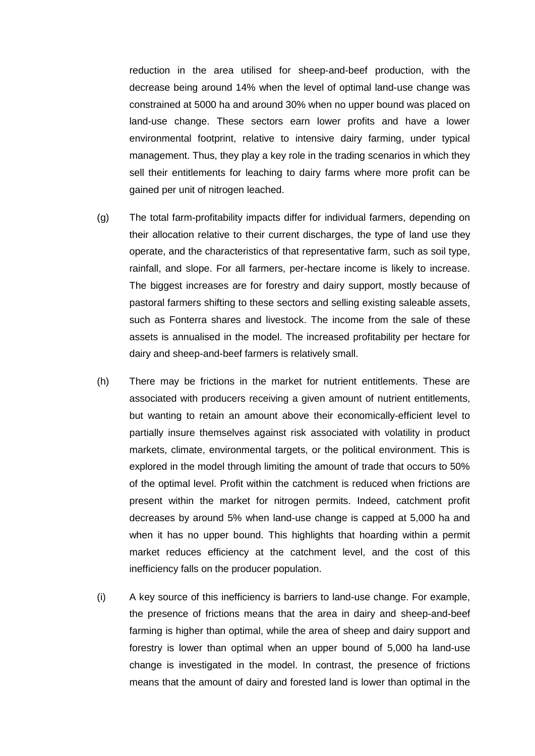reduction in the area utilised for sheep-and-beef production, with the decrease being around 14% when the level of optimal land-use change was constrained at 5000 ha and around 30% when no upper bound was placed on land-use change. These sectors earn lower profits and have a lower environmental footprint, relative to intensive dairy farming, under typical management. Thus, they play a key role in the trading scenarios in which they sell their entitlements for leaching to dairy farms where more profit can be gained per unit of nitrogen leached.

(g) The total farm-profitability impacts differ for individual farmers, depending on their allocation relative to their current discharges, the type of land use they operate, and the characteristics of that representative farm, such as soil type, rainfall, and slope. For all farmers, per-hectare income is likely to increase. The biggest increases are for forestry and dairy support, mostly because of pastoral farmers shifting to these sectors and selling existing saleable assets, such as Fonterra shares and livestock. The income from the sale of these assets is annualised in the model. The increased profitability per hectare for dairy and sheep-and-beef farmers is relatively small.

(h) There may be frictions in the market for nutrient entitlements. These are associated with producers receiving a given amount of nutrient entitlements, but wanting to retain an amount above their economically-efficient level to partially insure themselves against risk associated with volatility in product markets, climate, environmental targets, or the political environment. This is explored in the model through limiting the amount of trade that occurs to 50% of the optimal level. Profit within the catchment is reduced when frictions are present within the market for nitrogen permits. Indeed, catchment profit decreases by around 5% when land-use change is capped at 5,000 ha and when it has no upper bound. This highlights that hoarding within a permit market reduces efficiency at the catchment level, and the cost of this inefficiency falls on the producer population.

(i) A key source of this inefficiency is barriers to land-use change. For example, the presence of frictions means that the area in dairy and sheep-and-beef farming is higher than optimal, while the area of sheep and dairy support and forestry is lower than optimal when an upper bound of 5,000 ha land-use change is investigated in the model. In contrast, the presence of frictions means that the amount of dairy and forested land is lower than optimal in the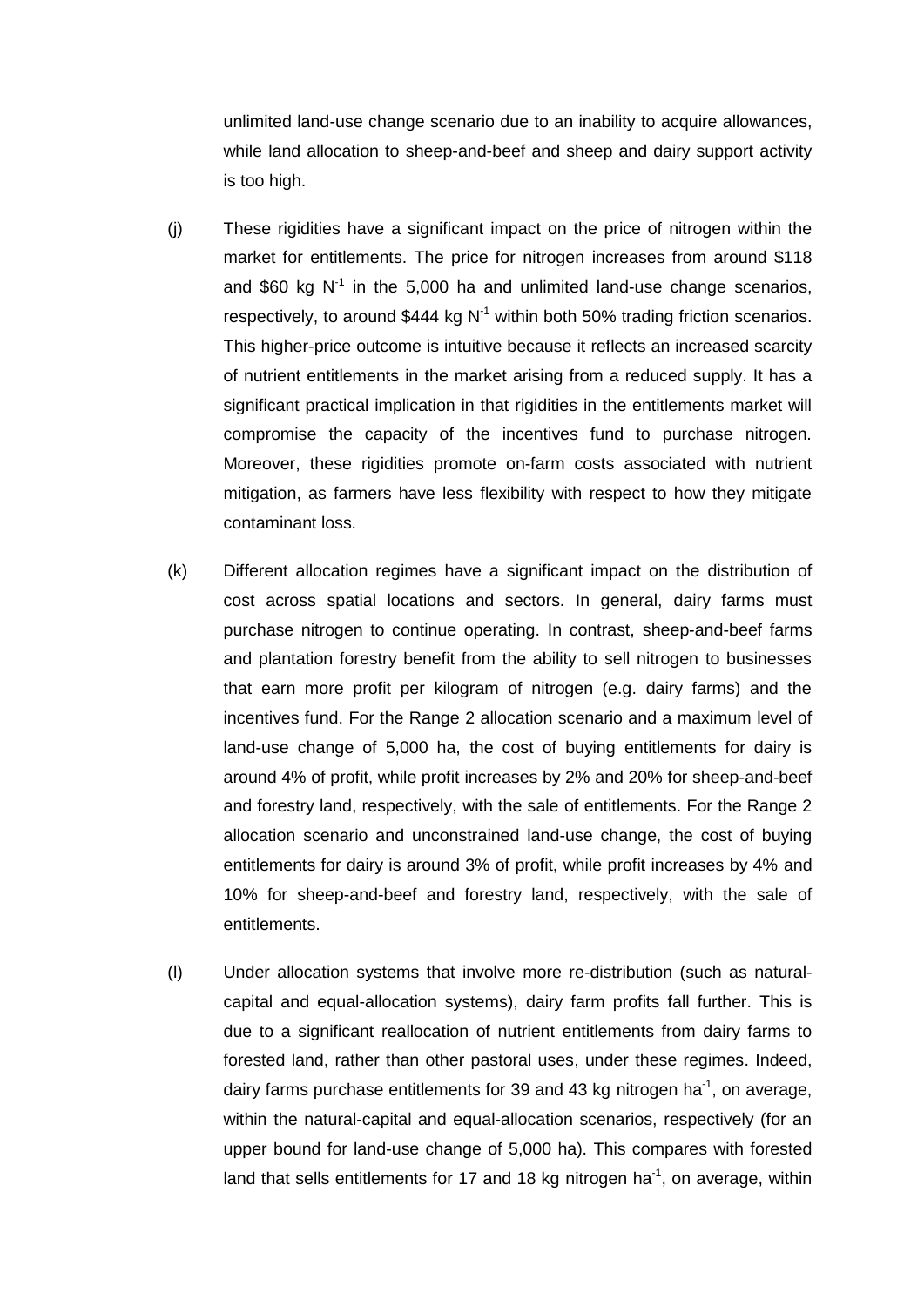unlimited land-use change scenario due to an inability to acquire allowances, while land allocation to sheep-and-beef and sheep and dairy support activity is too high.

(j) These rigidities have a significant impact on the price of nitrogen within the market for entitlements. The price for nitrogen increases from around \$118 and \$60 kg $N^{-1}$ in the 5,000 ha and unlimited land-use change scenarios, respectively, to around \$444 kg $N^{-1}$ within both 50% trading friction scenarios. This higher-price outcome is intuitive because it reflects an increased scarcity of nutrient entitlements in the market arising from a reduced supply. It has a significant practical implication in that rigidities in the entitlements market will compromise the capacity of the incentives fund to purchase nitrogen. Moreover, these rigidities promote on-farm costs associated with nutrient mitigation, as farmers have less flexibility with respect to how they mitigate contaminant loss.

(k) Different allocation regimes have a significant impact on the distribution of cost across spatial locations and sectors. In general, dairy farms must purchase nitrogen to continue operating. In contrast, sheep-and-beef farms and plantation forestry benefit from the ability to sell nitrogen to businesses that earn more profit per kilogram of nitrogen (e.g. dairy farms) and the incentives fund. For the Range 2 allocation scenario and a maximum level of land-use change of 5,000 ha, the cost of buying entitlements for dairy is around 4% of profit, while profit increases by 2% and 20% for sheep-and-beef and forestry land, respectively, with the sale of entitlements. For the Range 2 allocation scenario and unconstrained land-use change, the cost of buying entitlements for dairy is around 3% of profit, while profit increases by 4% and 10% for sheep-and-beef and forestry land, respectively, with the sale of entitlements.

(l) Under allocation systems that involve more re-distribution (such as natural-capital and equal-allocation systems), dairy farm profits fall further. This is due to a significant reallocation of nutrient entitlements from dairy farms to forested land, rather than other pastoral uses, under these regimes. Indeed, dairy farms purchase entitlements for 39 and 43 kg nitrogen $ha^{-1}$, on average, within the natural-capital and equal-allocation scenarios, respectively (for an upper bound for land-use change of 5,000 ha). This compares with forested land that sells entitlements for 17 and 18 kg nitrogen $ha^{-1}$, on average, within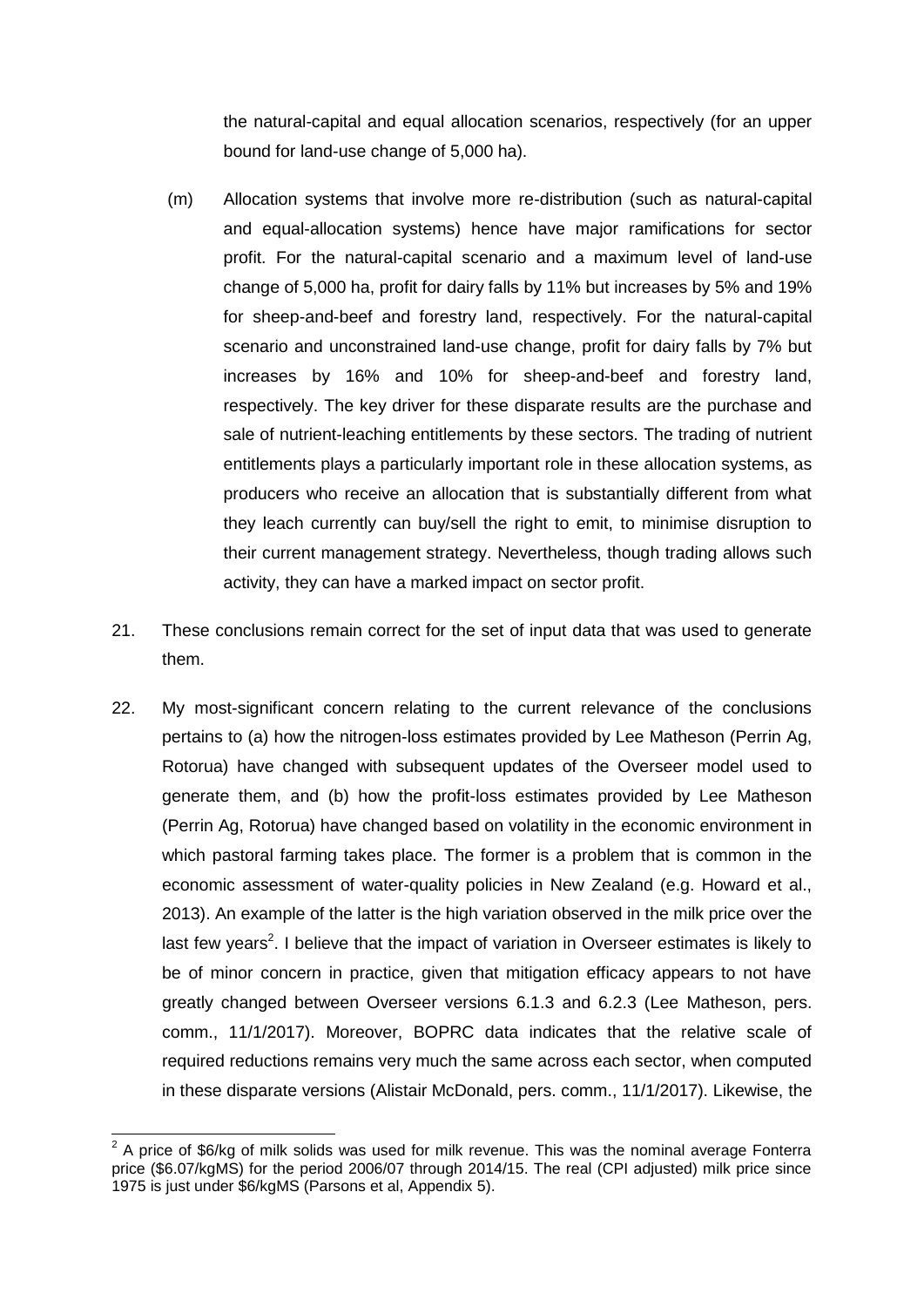the natural-capital and equal allocation scenarios, respectively (for an upper bound for land-use change of 5,000 ha).

(m) Allocation systems that involve more re-distribution (such as natural-capital and equal-allocation systems) hence have major ramifications for sector profit. For the natural-capital scenario and a maximum level of land-use change of 5,000 ha, profit for dairy falls by 11% but increases by 5% and 19% for sheep-and-beef and forestry land, respectively. For the natural-capital scenario and unconstrained land-use change, profit for dairy falls by 7% but increases by 16% and 10% for sheep-and-beef and forestry land, respectively. The key driver for these disparate results are the purchase and sale of nutrient-leaching entitlements by these sectors. The trading of nutrient entitlements plays a particularly important role in these allocation systems, as producers who receive an allocation that is substantially different from what they leach currently can buy/sell the right to emit, to minimise disruption to their current management strategy. Nevertheless, though trading allows such activity, they can have a marked impact on sector profit.

21. These conclusions remain correct for the set of input data that was used to generate them.

22. My most-significant concern relating to the current relevance of the conclusions pertains to (a) how the nitrogen-loss estimates provided by Lee Matheson (Perrin Ag, Rotorua) have changed with subsequent updates of the Overseer model used to generate them, and (b) how the profit-loss estimates provided by Lee Matheson (Perrin Ag, Rotorua) have changed based on volatility in the economic environment in which pastoral farming takes place. The former is a problem that is common in the economic assessment of water-quality policies in New Zealand (e.g. Howard et al., 2013). An example of the latter is the high variation observed in the milk price over the last few years[2]. I believe that the impact of variation in Overseer estimates is likely to be of minor concern in practice, given that mitigation efficacy appears to not have greatly changed between Overseer versions 6.1.3 and 6.2.3 (Lee Matheson, pers. comm., 11/1/2017). Moreover, BOPRC data indicates that the relative scale of required reductions remains very much the same across each sector, when computed in these disparate versions (Alistair McDonald, pers. comm., 11/1/2017). Likewise, the

---

[2] A price of $6/kg of milk solids was used for milk revenue. This was the nominal average Fonterra price ($6.07/kgMS) for the period 2006/07 through 2014/15. The real (CPI adjusted) milk price since 1975 is just under $6/kgMS (Parsons et al, Appendix 5).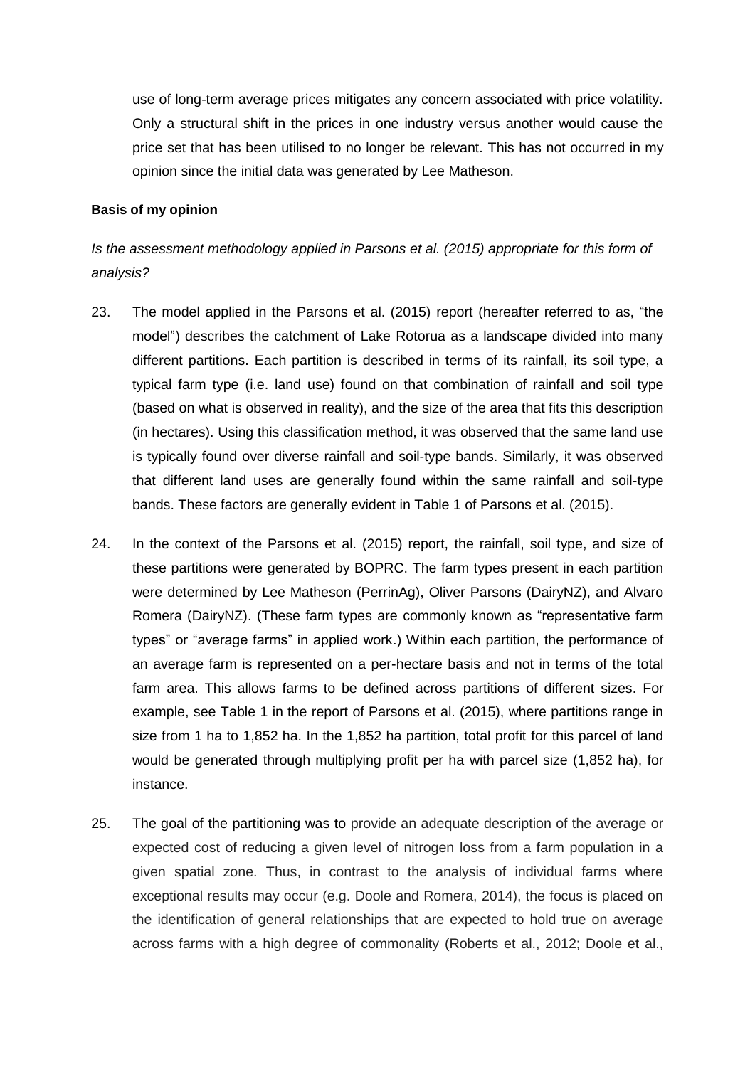use of long-term average prices mitigates any concern associated with price volatility. Only a structural shift in the prices in one industry versus another would cause the price set that has been utilised to no longer be relevant. This has not occurred in my opinion since the initial data was generated by Lee Matheson.

**Basis of my opinion**

*Is the assessment methodology applied in Parsons et al. (2015) appropriate for this form of analysis?*

23. The model applied in the Parsons et al. (2015) report (hereafter referred to as, "the model") describes the catchment of Lake Rotorua as a landscape divided into many different partitions. Each partition is described in terms of its rainfall, its soil type, a typical farm type (i.e. land use) found on that combination of rainfall and soil type (based on what is observed in reality), and the size of the area that fits this description (in hectares). Using this classification method, it was observed that the same land use is typically found over diverse rainfall and soil-type bands. Similarly, it was observed that different land uses are generally found within the same rainfall and soil-type bands. These factors are generally evident in Table 1 of Parsons et al. (2015).

24. In the context of the Parsons et al. (2015) report, the rainfall, soil type, and size of these partitions were generated by BOPRC. The farm types present in each partition were determined by Lee Matheson (PerrinAg), Oliver Parsons (DairyNZ), and Alvaro Romera (DairyNZ). (These farm types are commonly known as "representative farm types" or "average farms" in applied work.) Within each partition, the performance of an average farm is represented on a per-hectare basis and not in terms of the total farm area. This allows farms to be defined across partitions of different sizes. For example, see Table 1 in the report of Parsons et al. (2015), where partitions range in size from 1 ha to 1,852 ha. In the 1,852 ha partition, total profit for this parcel of land would be generated through multiplying profit per ha with parcel size (1,852 ha), for instance.

25. The goal of the partitioning was to provide an adequate description of the average or expected cost of reducing a given level of nitrogen loss from a farm population in a given spatial zone. Thus, in contrast to the analysis of individual farms where exceptional results may occur (e.g. Doole and Romera, 2014), the focus is placed on the identification of general relationships that are expected to hold true on average across farms with a high degree of commonality (Roberts et al., 2012; Doole et al.,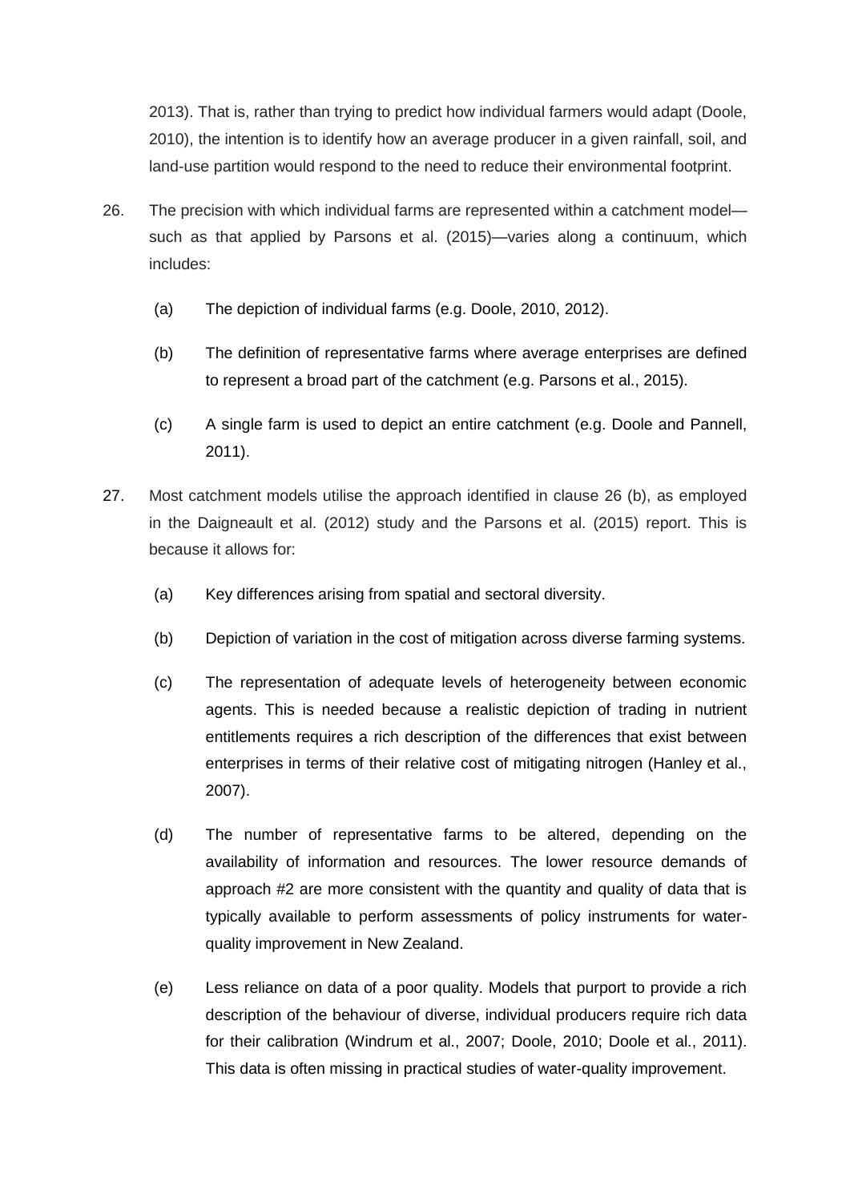2013). That is, rather than trying to predict how individual farmers would adapt (Doole, 2010), the intention is to identify how an average producer in a given rainfall, soil, and land-use partition would respond to the need to reduce their environmental footprint.

26. The precision with which individual farms are represented within a catchment model—such as that applied by Parsons et al. (2015)—varies along a continuum, which includes:

    (a) The depiction of individual farms (e.g. Doole, 2010, 2012).

    (b) The definition of representative farms where average enterprises are defined to represent a broad part of the catchment (e.g. Parsons et al., 2015).

    (c) A single farm is used to depict an entire catchment (e.g. Doole and Pannell, 2011).

27. Most catchment models utilise the approach identified in clause 26 (b), as employed in the Daigneault et al. (2012) study and the Parsons et al. (2015) report. This is because it allows for:

    (a) Key differences arising from spatial and sectoral diversity.

    (b) Depiction of variation in the cost of mitigation across diverse farming systems.

    (c) The representation of adequate levels of heterogeneity between economic agents. This is needed because a realistic depiction of trading in nutrient entitlements requires a rich description of the differences that exist between enterprises in terms of their relative cost of mitigating nitrogen (Hanley et al., 2007).

    (d) The number of representative farms to be altered, depending on the availability of information and resources. The lower resource demands of approach #2 are more consistent with the quantity and quality of data that is typically available to perform assessments of policy instruments for water-quality improvement in New Zealand.

    (e) Less reliance on data of a poor quality. Models that purport to provide a rich description of the behaviour of diverse, individual producers require rich data for their calibration (Windrum et al., 2007; Doole, 2010; Doole et al., 2011). This data is often missing in practical studies of water-quality improvement.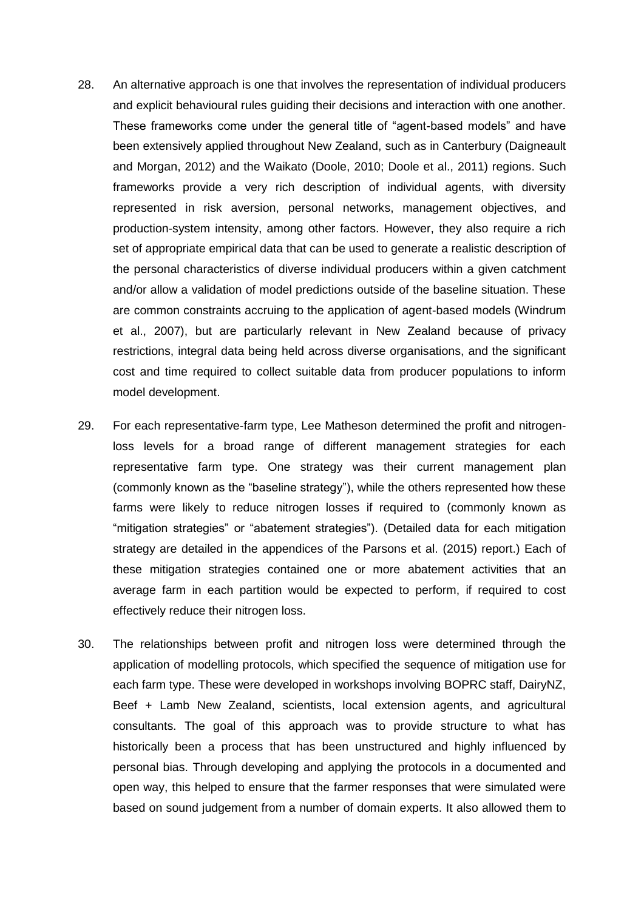28. An alternative approach is one that involves the representation of individual producers and explicit behavioural rules guiding their decisions and interaction with one another. These frameworks come under the general title of "agent-based models" and have been extensively applied throughout New Zealand, such as in Canterbury (Daigneault and Morgan, 2012) and the Waikato (Doole, 2010; Doole et al., 2011) regions. Such frameworks provide a very rich description of individual agents, with diversity represented in risk aversion, personal networks, management objectives, and production-system intensity, among other factors. However, they also require a rich set of appropriate empirical data that can be used to generate a realistic description of the personal characteristics of diverse individual producers within a given catchment and/or allow a validation of model predictions outside of the baseline situation. These are common constraints accruing to the application of agent-based models (Windrum et al., 2007), but are particularly relevant in New Zealand because of privacy restrictions, integral data being held across diverse organisations, and the significant cost and time required to collect suitable data from producer populations to inform model development.

29. For each representative-farm type, Lee Matheson determined the profit and nitrogen-loss levels for a broad range of different management strategies for each representative farm type. One strategy was their current management plan (commonly known as the "baseline strategy"), while the others represented how these farms were likely to reduce nitrogen losses if required to (commonly known as "mitigation strategies" or "abatement strategies"). (Detailed data for each mitigation strategy are detailed in the appendices of the Parsons et al. (2015) report.) Each of these mitigation strategies contained one or more abatement activities that an average farm in each partition would be expected to perform, if required to cost effectively reduce their nitrogen loss.

30. The relationships between profit and nitrogen loss were determined through the application of modelling protocols, which specified the sequence of mitigation use for each farm type. These were developed in workshops involving BOPRC staff, DairyNZ, Beef + Lamb New Zealand, scientists, local extension agents, and agricultural consultants. The goal of this approach was to provide structure to what has historically been a process that has been unstructured and highly influenced by personal bias. Through developing and applying the protocols in a documented and open way, this helped to ensure that the farmer responses that were simulated were based on sound judgement from a number of domain experts. It also allowed them to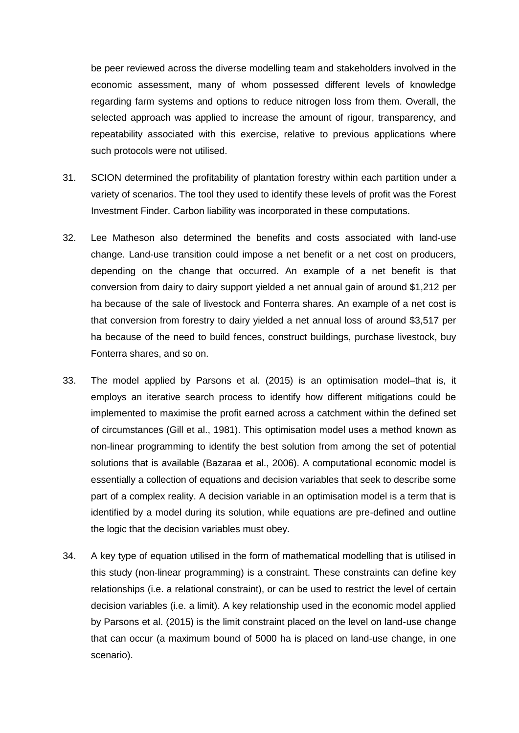be peer reviewed across the diverse modelling team and stakeholders involved in the economic assessment, many of whom possessed different levels of knowledge regarding farm systems and options to reduce nitrogen loss from them. Overall, the selected approach was applied to increase the amount of rigour, transparency, and repeatability associated with this exercise, relative to previous applications where such protocols were not utilised.

31. SCION determined the profitability of plantation forestry within each partition under a variety of scenarios. The tool they used to identify these levels of profit was the Forest Investment Finder. Carbon liability was incorporated in these computations.

32. Lee Matheson also determined the benefits and costs associated with land-use change. Land-use transition could impose a net benefit or a net cost on producers, depending on the change that occurred. An example of a net benefit is that conversion from dairy to dairy support yielded a net annual gain of around $1,212 per ha because of the sale of livestock and Fonterra shares. An example of a net cost is that conversion from forestry to dairy yielded a net annual loss of around $3,517 per ha because of the need to build fences, construct buildings, purchase livestock, buy Fonterra shares, and so on.

33. The model applied by Parsons et al. (2015) is an optimisation model–that is, it employs an iterative search process to identify how different mitigations could be implemented to maximise the profit earned across a catchment within the defined set of circumstances (Gill et al., 1981). This optimisation model uses a method known as non-linear programming to identify the best solution from among the set of potential solutions that is available (Bazaraa et al., 2006). A computational economic model is essentially a collection of equations and decision variables that seek to describe some part of a complex reality. A decision variable in an optimisation model is a term that is identified by a model during its solution, while equations are pre-defined and outline the logic that the decision variables must obey.

34. A key type of equation utilised in the form of mathematical modelling that is utilised in this study (non-linear programming) is a constraint. These constraints can define key relationships (i.e. a relational constraint), or can be used to restrict the level of certain decision variables (i.e. a limit). A key relationship used in the economic model applied by Parsons et al. (2015) is the limit constraint placed on the level on land-use change that can occur (a maximum bound of 5000 ha is placed on land-use change, in one scenario).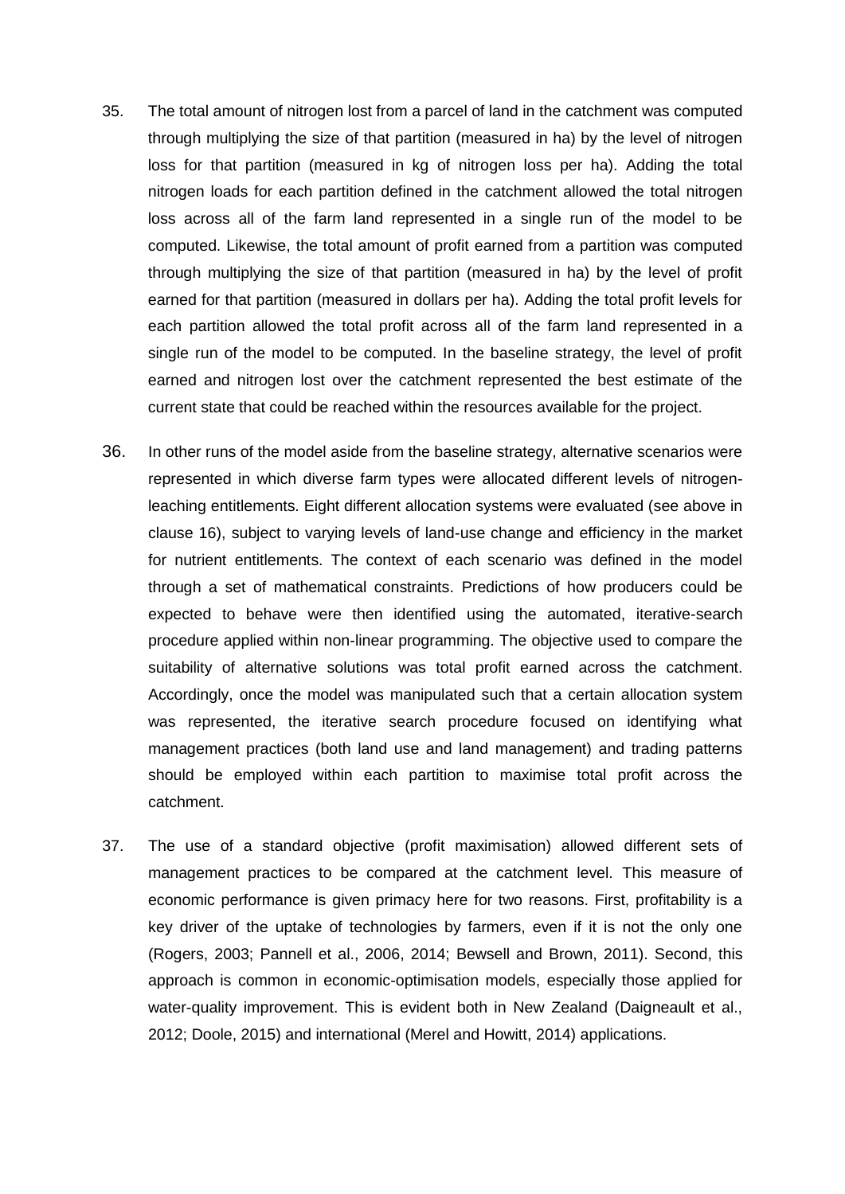35. The total amount of nitrogen lost from a parcel of land in the catchment was computed through multiplying the size of that partition (measured in ha) by the level of nitrogen loss for that partition (measured in kg of nitrogen loss per ha). Adding the total nitrogen loads for each partition defined in the catchment allowed the total nitrogen loss across all of the farm land represented in a single run of the model to be computed. Likewise, the total amount of profit earned from a partition was computed through multiplying the size of that partition (measured in ha) by the level of profit earned for that partition (measured in dollars per ha). Adding the total profit levels for each partition allowed the total profit across all of the farm land represented in a single run of the model to be computed. In the baseline strategy, the level of profit earned and nitrogen lost over the catchment represented the best estimate of the current state that could be reached within the resources available for the project.

36. In other runs of the model aside from the baseline strategy, alternative scenarios were represented in which diverse farm types were allocated different levels of nitrogen-leaching entitlements. Eight different allocation systems were evaluated (see above in clause 16), subject to varying levels of land-use change and efficiency in the market for nutrient entitlements. The context of each scenario was defined in the model through a set of mathematical constraints. Predictions of how producers could be expected to behave were then identified using the automated, iterative-search procedure applied within non-linear programming. The objective used to compare the suitability of alternative solutions was total profit earned across the catchment. Accordingly, once the model was manipulated such that a certain allocation system was represented, the iterative search procedure focused on identifying what management practices (both land use and land management) and trading patterns should be employed within each partition to maximise total profit across the catchment.

37. The use of a standard objective (profit maximisation) allowed different sets of management practices to be compared at the catchment level. This measure of economic performance is given primacy here for two reasons. First, profitability is a key driver of the uptake of technologies by farmers, even if it is not the only one (Rogers, 2003; Pannell et al., 2006, 2014; Bewsell and Brown, 2011). Second, this approach is common in economic-optimisation models, especially those applied for water-quality improvement. This is evident both in New Zealand (Daigneault et al., 2012; Doole, 2015) and international (Merel and Howitt, 2014) applications.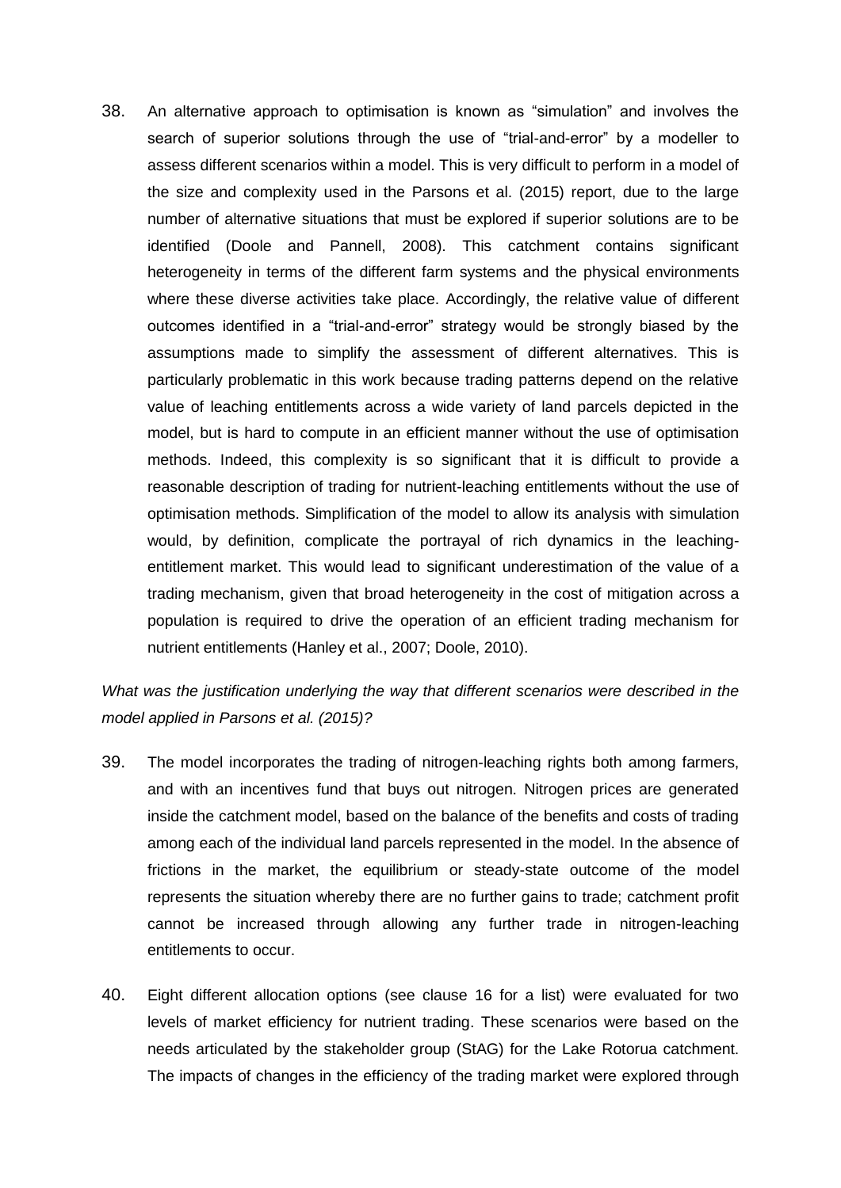38. An alternative approach to optimisation is known as "simulation" and involves the search of superior solutions through the use of "trial-and-error" by a modeller to assess different scenarios within a model. This is very difficult to perform in a model of the size and complexity used in the Parsons et al. (2015) report, due to the large number of alternative situations that must be explored if superior solutions are to be identified (Doole and Pannell, 2008). This catchment contains significant heterogeneity in terms of the different farm systems and the physical environments where these diverse activities take place. Accordingly, the relative value of different outcomes identified in a "trial-and-error" strategy would be strongly biased by the assumptions made to simplify the assessment of different alternatives. This is particularly problematic in this work because trading patterns depend on the relative value of leaching entitlements across a wide variety of land parcels depicted in the model, but is hard to compute in an efficient manner without the use of optimisation methods. Indeed, this complexity is so significant that it is difficult to provide a reasonable description of trading for nutrient-leaching entitlements without the use of optimisation methods. Simplification of the model to allow its analysis with simulation would, by definition, complicate the portrayal of rich dynamics in the leaching-entitlement market. This would lead to significant underestimation of the value of a trading mechanism, given that broad heterogeneity in the cost of mitigation across a population is required to drive the operation of an efficient trading mechanism for nutrient entitlements (Hanley et al., 2007; Doole, 2010).

*What was the justification underlying the way that different scenarios were described in the model applied in Parsons et al. (2015)?*

39. The model incorporates the trading of nitrogen-leaching rights both among farmers, and with an incentives fund that buys out nitrogen. Nitrogen prices are generated inside the catchment model, based on the balance of the benefits and costs of trading among each of the individual land parcels represented in the model. In the absence of frictions in the market, the equilibrium or steady-state outcome of the model represents the situation whereby there are no further gains to trade; catchment profit cannot be increased through allowing any further trade in nitrogen-leaching entitlements to occur.

40. Eight different allocation options (see clause 16 for a list) were evaluated for two levels of market efficiency for nutrient trading. These scenarios were based on the needs articulated by the stakeholder group (StAG) for the Lake Rotorua catchment. The impacts of changes in the efficiency of the trading market were explored through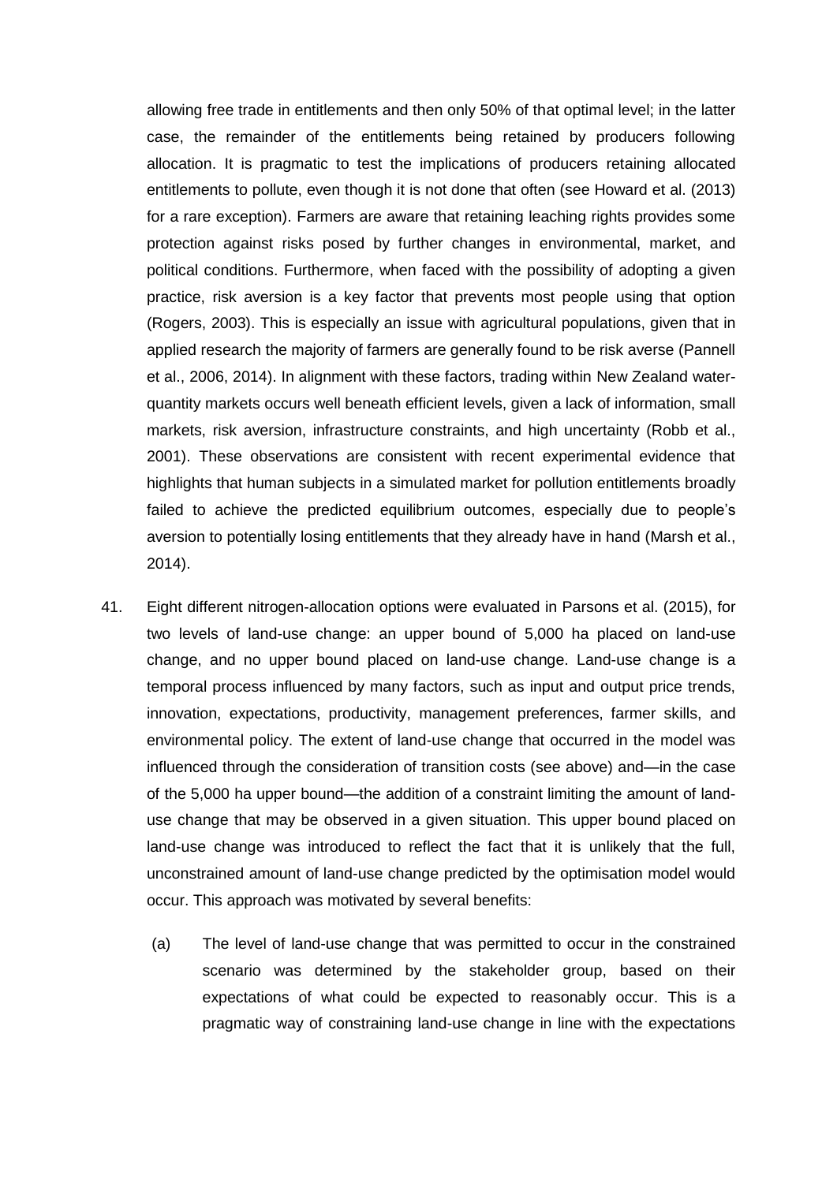allowing free trade in entitlements and then only 50% of that optimal level; in the latter case, the remainder of the entitlements being retained by producers following allocation. It is pragmatic to test the implications of producers retaining allocated entitlements to pollute, even though it is not done that often (see Howard et al. (2013) for a rare exception). Farmers are aware that retaining leaching rights provides some protection against risks posed by further changes in environmental, market, and political conditions. Furthermore, when faced with the possibility of adopting a given practice, risk aversion is a key factor that prevents most people using that option (Rogers, 2003). This is especially an issue with agricultural populations, given that in applied research the majority of farmers are generally found to be risk averse (Pannell et al., 2006, 2014). In alignment with these factors, trading within New Zealand water-quantity markets occurs well beneath efficient levels, given a lack of information, small markets, risk aversion, infrastructure constraints, and high uncertainty (Robb et al., 2001). These observations are consistent with recent experimental evidence that highlights that human subjects in a simulated market for pollution entitlements broadly failed to achieve the predicted equilibrium outcomes, especially due to people's aversion to potentially losing entitlements that they already have in hand (Marsh et al., 2014).

41. Eight different nitrogen-allocation options were evaluated in Parsons et al. (2015), for two levels of land-use change: an upper bound of 5,000 ha placed on land-use change, and no upper bound placed on land-use change. Land-use change is a temporal process influenced by many factors, such as input and output price trends, innovation, expectations, productivity, management preferences, farmer skills, and environmental policy. The extent of land-use change that occurred in the model was influenced through the consideration of transition costs (see above) and—in the case of the 5,000 ha upper bound—the addition of a constraint limiting the amount of land-use change that may be observed in a given situation. This upper bound placed on land-use change was introduced to reflect the fact that it is unlikely that the full, unconstrained amount of land-use change predicted by the optimisation model would occur. This approach was motivated by several benefits:

    (a) The level of land-use change that was permitted to occur in the constrained scenario was determined by the stakeholder group, based on their expectations of what could be expected to reasonably occur. This is a pragmatic way of constraining land-use change in line with the expectations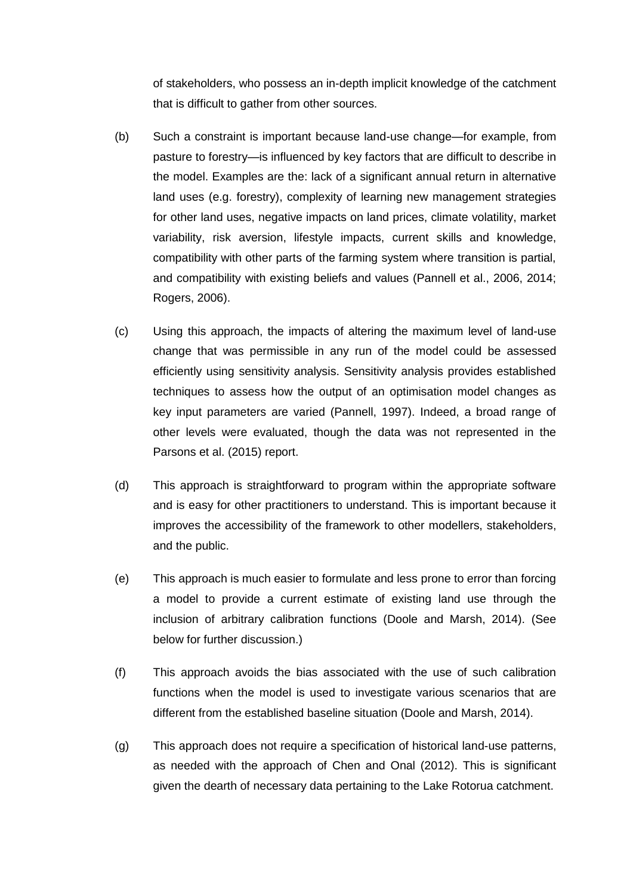of stakeholders, who possess an in-depth implicit knowledge of the catchment that is difficult to gather from other sources.

(b) Such a constraint is important because land-use change—for example, from pasture to forestry—is influenced by key factors that are difficult to describe in the model. Examples are the: lack of a significant annual return in alternative land uses (e.g. forestry), complexity of learning new management strategies for other land uses, negative impacts on land prices, climate volatility, market variability, risk aversion, lifestyle impacts, current skills and knowledge, compatibility with other parts of the farming system where transition is partial, and compatibility with existing beliefs and values (Pannell et al., 2006, 2014; Rogers, 2006).

(c) Using this approach, the impacts of altering the maximum level of land-use change that was permissible in any run of the model could be assessed efficiently using sensitivity analysis. Sensitivity analysis provides established techniques to assess how the output of an optimisation model changes as key input parameters are varied (Pannell, 1997). Indeed, a broad range of other levels were evaluated, though the data was not represented in the Parsons et al. (2015) report.

(d) This approach is straightforward to program within the appropriate software and is easy for other practitioners to understand. This is important because it improves the accessibility of the framework to other modellers, stakeholders, and the public.

(e) This approach is much easier to formulate and less prone to error than forcing a model to provide a current estimate of existing land use through the inclusion of arbitrary calibration functions (Doole and Marsh, 2014). (See below for further discussion.)

(f) This approach avoids the bias associated with the use of such calibration functions when the model is used to investigate various scenarios that are different from the established baseline situation (Doole and Marsh, 2014).

(g) This approach does not require a specification of historical land-use patterns, as needed with the approach of Chen and Onal (2012). This is significant given the dearth of necessary data pertaining to the Lake Rotorua catchment.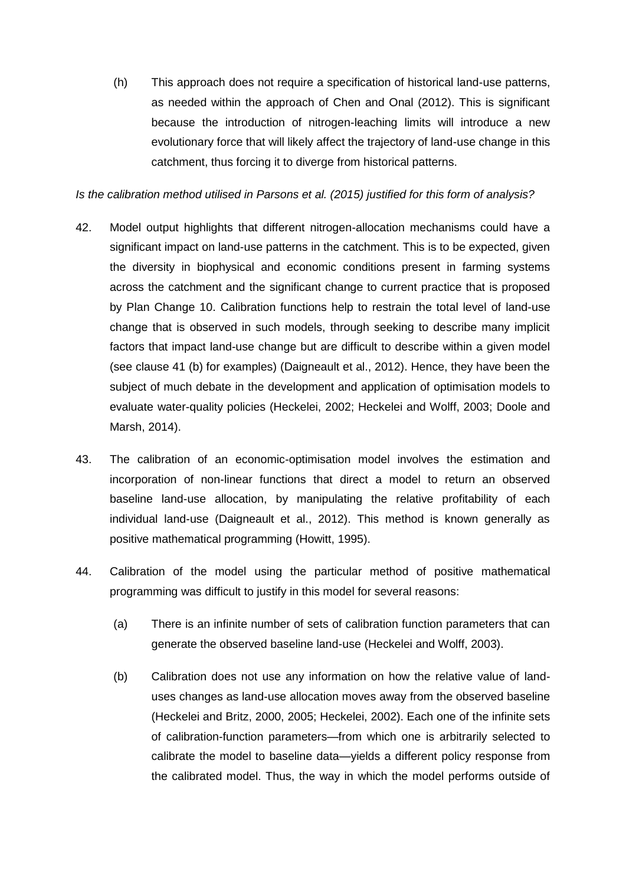(h) This approach does not require a specification of historical land-use patterns, as needed within the approach of Chen and Onal (2012). This is significant because the introduction of nitrogen-leaching limits will introduce a new evolutionary force that will likely affect the trajectory of land-use change in this catchment, thus forcing it to diverge from historical patterns.

*Is the calibration method utilised in Parsons et al. (2015) justified for this form of analysis?*

42. Model output highlights that different nitrogen-allocation mechanisms could have a significant impact on land-use patterns in the catchment. This is to be expected, given the diversity in biophysical and economic conditions present in farming systems across the catchment and the significant change to current practice that is proposed by Plan Change 10. Calibration functions help to restrain the total level of land-use change that is observed in such models, through seeking to describe many implicit factors that impact land-use change but are difficult to describe within a given model (see clause 41 (b) for examples) (Daigneault et al., 2012). Hence, they have been the subject of much debate in the development and application of optimisation models to evaluate water-quality policies (Heckelei, 2002; Heckelei and Wolff, 2003; Doole and Marsh, 2014).

43. The calibration of an economic-optimisation model involves the estimation and incorporation of non-linear functions that direct a model to return an observed baseline land-use allocation, by manipulating the relative profitability of each individual land-use (Daigneault et al., 2012). This method is known generally as positive mathematical programming (Howitt, 1995).

44. Calibration of the model using the particular method of positive mathematical programming was difficult to justify in this model for several reasons:

    (a) There is an infinite number of sets of calibration function parameters that can generate the observed baseline land-use (Heckelei and Wolff, 2003).

    (b) Calibration does not use any information on how the relative value of land-uses changes as land-use allocation moves away from the observed baseline (Heckelei and Britz, 2000, 2005; Heckelei, 2002). Each one of the infinite sets of calibration-function parameters—from which one is arbitrarily selected to calibrate the model to baseline data—yields a different policy response from the calibrated model. Thus, the way in which the model performs outside of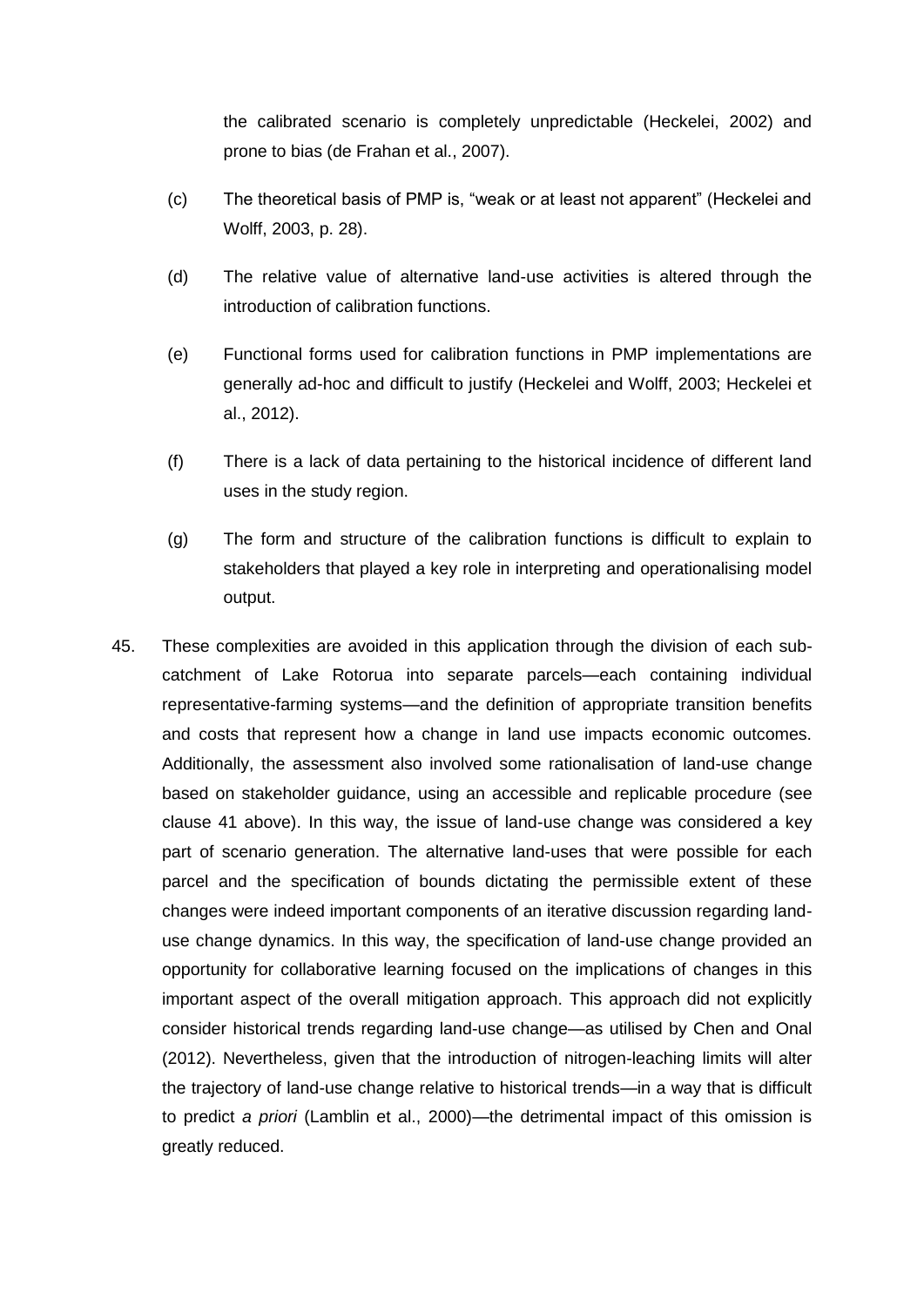the calibrated scenario is completely unpredictable (Heckelei, 2002) and prone to bias (de Frahan et al., 2007).

(c) The theoretical basis of PMP is, "weak or at least not apparent" (Heckelei and Wolff, 2003, p. 28).

(d) The relative value of alternative land-use activities is altered through the introduction of calibration functions.

(e) Functional forms used for calibration functions in PMP implementations are generally ad-hoc and difficult to justify (Heckelei and Wolff, 2003; Heckelei et al., 2012).

(f) There is a lack of data pertaining to the historical incidence of different land uses in the study region.

(g) The form and structure of the calibration functions is difficult to explain to stakeholders that played a key role in interpreting and operationalising model output.

45. These complexities are avoided in this application through the division of each sub-catchment of Lake Rotorua into separate parcels—each containing individual representative-farming systems—and the definition of appropriate transition benefits and costs that represent how a change in land use impacts economic outcomes. Additionally, the assessment also involved some rationalisation of land-use change based on stakeholder guidance, using an accessible and replicable procedure (see clause 41 above). In this way, the issue of land-use change was considered a key part of scenario generation. The alternative land-uses that were possible for each parcel and the specification of bounds dictating the permissible extent of these changes were indeed important components of an iterative discussion regarding land-use change dynamics. In this way, the specification of land-use change provided an opportunity for collaborative learning focused on the implications of changes in this important aspect of the overall mitigation approach. This approach did not explicitly consider historical trends regarding land-use change—as utilised by Chen and Onal (2012). Nevertheless, given that the introduction of nitrogen-leaching limits will alter the trajectory of land-use change relative to historical trends—in a way that is difficult to predict *a priori* (Lamblin et al., 2000)—the detrimental impact of this omission is greatly reduced.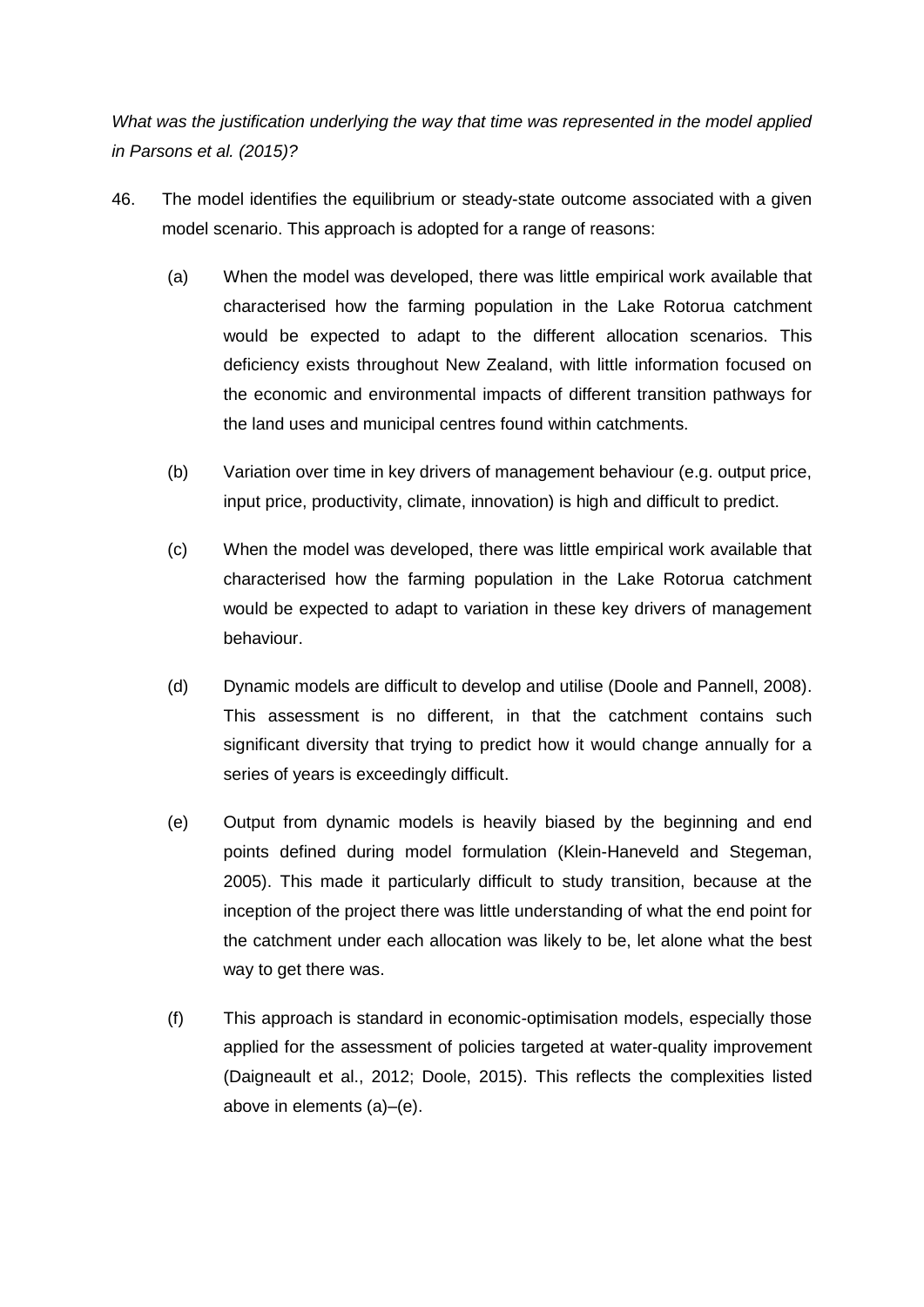*What was the justification underlying the way that time was represented in the model applied in Parsons et al. (2015)?*

46. The model identifies the equilibrium or steady-state outcome associated with a given model scenario. This approach is adopted for a range of reasons:

    (a) When the model was developed, there was little empirical work available that characterised how the farming population in the Lake Rotorua catchment would be expected to adapt to the different allocation scenarios. This deficiency exists throughout New Zealand, with little information focused on the economic and environmental impacts of different transition pathways for the land uses and municipal centres found within catchments.

    (b) Variation over time in key drivers of management behaviour (e.g. output price, input price, productivity, climate, innovation) is high and difficult to predict.

    (c) When the model was developed, there was little empirical work available that characterised how the farming population in the Lake Rotorua catchment would be expected to adapt to variation in these key drivers of management behaviour.

    (d) Dynamic models are difficult to develop and utilise (Doole and Pannell, 2008). This assessment is no different, in that the catchment contains such significant diversity that trying to predict how it would change annually for a series of years is exceedingly difficult.

    (e) Output from dynamic models is heavily biased by the beginning and end points defined during model formulation (Klein-Haneveld and Stegeman, 2005). This made it particularly difficult to study transition, because at the inception of the project there was little understanding of what the end point for the catchment under each allocation was likely to be, let alone what the best way to get there was.

    (f) This approach is standard in economic-optimisation models, especially those applied for the assessment of policies targeted at water-quality improvement (Daigneault et al., 2012; Doole, 2015). This reflects the complexities listed above in elements (a)–(e).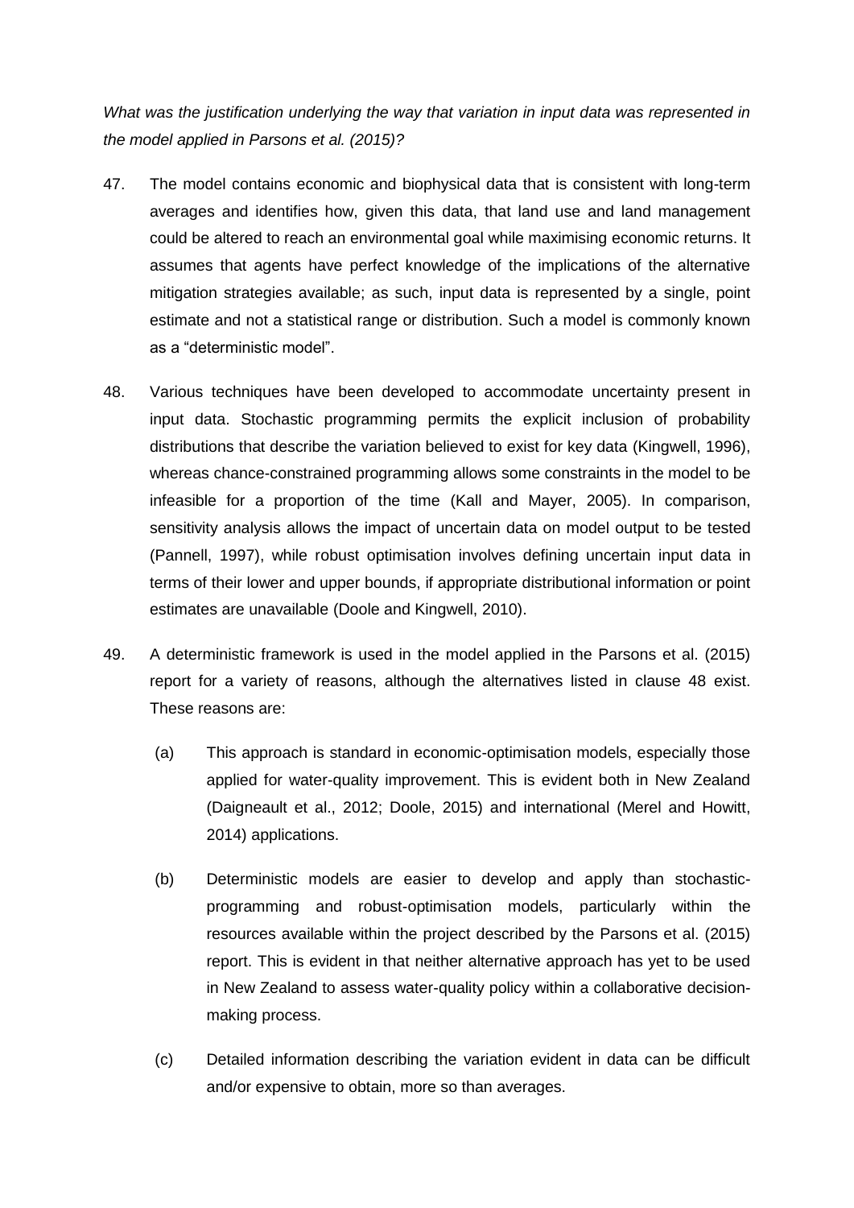*What was the justification underlying the way that variation in input data was represented in the model applied in Parsons et al. (2015)?*

47. The model contains economic and biophysical data that is consistent with long-term averages and identifies how, given this data, that land use and land management could be altered to reach an environmental goal while maximising economic returns. It assumes that agents have perfect knowledge of the implications of the alternative mitigation strategies available; as such, input data is represented by a single, point estimate and not a statistical range or distribution. Such a model is commonly known as a "deterministic model".

48. Various techniques have been developed to accommodate uncertainty present in input data. Stochastic programming permits the explicit inclusion of probability distributions that describe the variation believed to exist for key data (Kingwell, 1996), whereas chance-constrained programming allows some constraints in the model to be infeasible for a proportion of the time (Kall and Mayer, 2005). In comparison, sensitivity analysis allows the impact of uncertain data on model output to be tested (Pannell, 1997), while robust optimisation involves defining uncertain input data in terms of their lower and upper bounds, if appropriate distributional information or point estimates are unavailable (Doole and Kingwell, 2010).

49. A deterministic framework is used in the model applied in the Parsons et al. (2015) report for a variety of reasons, although the alternatives listed in clause 48 exist. These reasons are:

    (a) This approach is standard in economic-optimisation models, especially those applied for water-quality improvement. This is evident both in New Zealand (Daigneault et al., 2012; Doole, 2015) and international (Merel and Howitt, 2014) applications.

    (b) Deterministic models are easier to develop and apply than stochastic-programming and robust-optimisation models, particularly within the resources available within the project described by the Parsons et al. (2015) report. This is evident in that neither alternative approach has yet to be used in New Zealand to assess water-quality policy within a collaborative decision-making process.

    (c) Detailed information describing the variation evident in data can be difficult and/or expensive to obtain, more so than averages.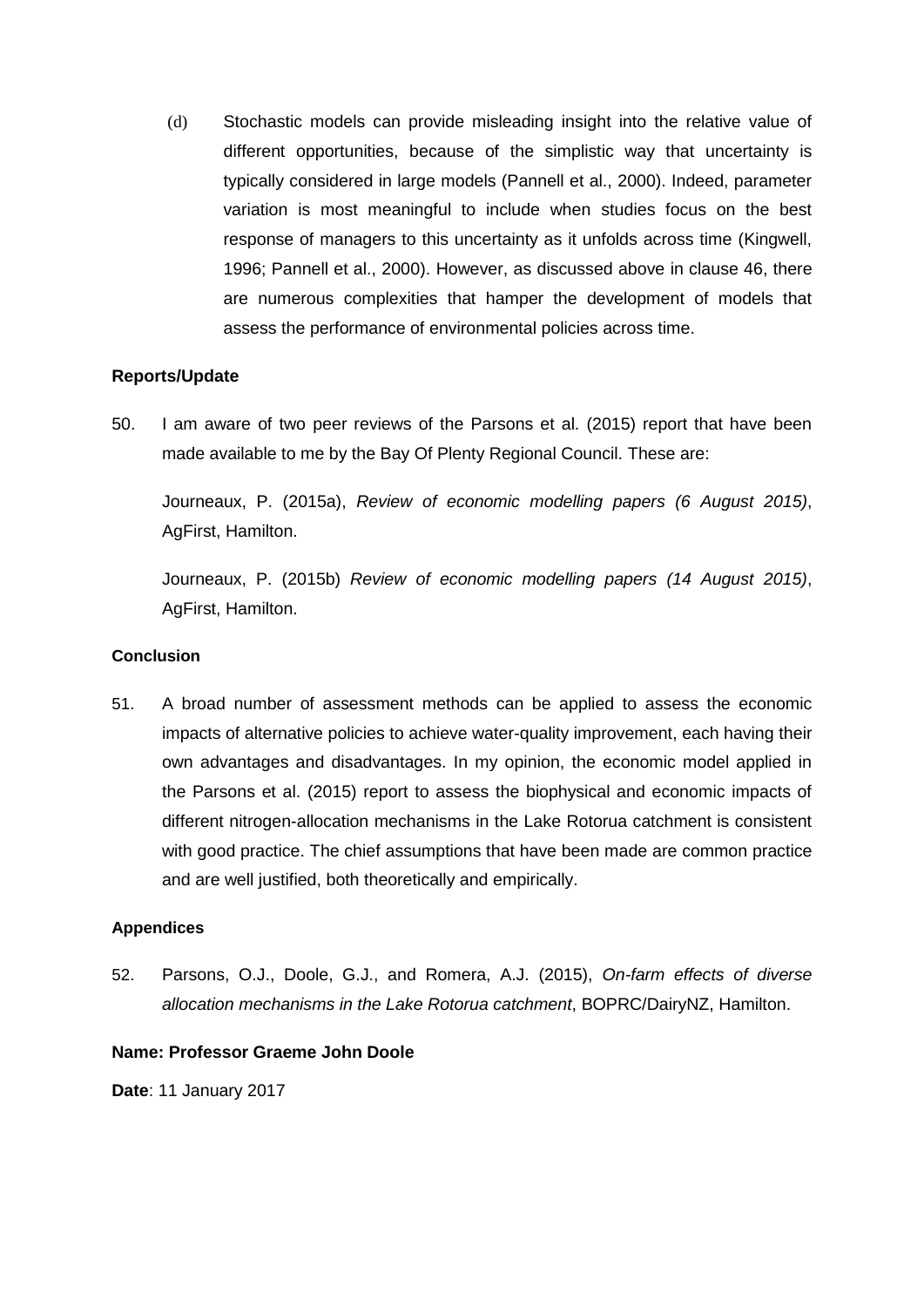(d) Stochastic models can provide misleading insight into the relative value of different opportunities, because of the simplistic way that uncertainty is typically considered in large models (Pannell et al., 2000). Indeed, parameter variation is most meaningful to include when studies focus on the best response of managers to this uncertainty as it unfolds across time (Kingwell, 1996; Pannell et al., 2000). However, as discussed above in clause 46, there are numerous complexities that hamper the development of models that assess the performance of environmental policies across time.

**Reports/Update**

50. I am aware of two peer reviews of the Parsons et al. (2015) report that have been made available to me by the Bay Of Plenty Regional Council. These are:

Journeaux, P. (2015a), *Review of economic modelling papers (6 August 2015)*, AgFirst, Hamilton.

Journeaux, P. (2015b) *Review of economic modelling papers (14 August 2015)*, AgFirst, Hamilton.

**Conclusion**

51. A broad number of assessment methods can be applied to assess the economic impacts of alternative policies to achieve water-quality improvement, each having their own advantages and disadvantages. In my opinion, the economic model applied in the Parsons et al. (2015) report to assess the biophysical and economic impacts of different nitrogen-allocation mechanisms in the Lake Rotorua catchment is consistent with good practice. The chief assumptions that have been made are common practice and are well justified, both theoretically and empirically.

**Appendices**

52. Parsons, O.J., Doole, G.J., and Romera, A.J. (2015), *On-farm effects of diverse allocation mechanisms in the Lake Rotorua catchment*, BOPRC/DairyNZ, Hamilton.

**Name: Professor Graeme John Doole**

**Date**: 11 January 2017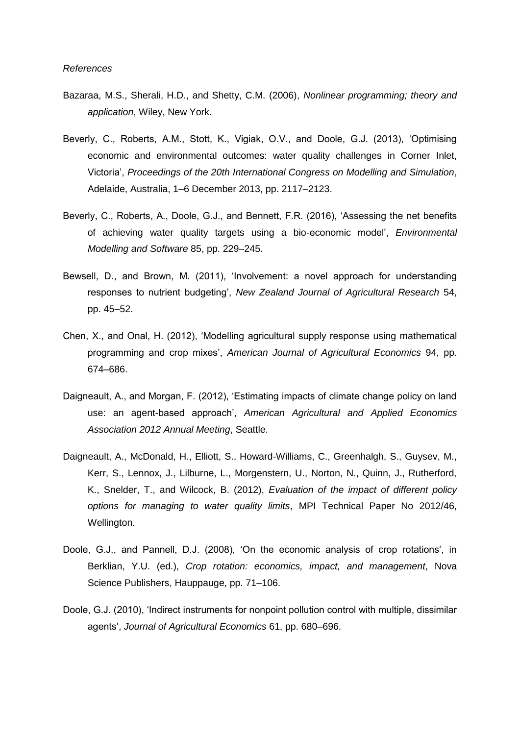*References*

Bazaraa, M.S., Sherali, H.D., and Shetty, C.M. (2006), *Nonlinear programming; theory and application*, Wiley, New York.

Beverly, C., Roberts, A.M., Stott, K., Vigiak, O.V., and Doole, G.J. (2013), 'Optimising economic and environmental outcomes: water quality challenges in Corner Inlet, Victoria', *Proceedings of the 20th International Congress on Modelling and Simulation*, Adelaide, Australia, 1–6 December 2013, pp. 2117–2123.

Beverly, C., Roberts, A., Doole, G.J., and Bennett, F.R. (2016), 'Assessing the net benefits of achieving water quality targets using a bio-economic model', *Environmental Modelling and Software* 85, pp. 229–245.

Bewsell, D., and Brown, M. (2011), 'Involvement: a novel approach for understanding responses to nutrient budgeting', *New Zealand Journal of Agricultural Research* 54, pp. 45–52.

Chen, X., and Onal, H. (2012), 'Modelling agricultural supply response using mathematical programming and crop mixes', *American Journal of Agricultural Economics* 94, pp. 674–686.

Daigneault, A., and Morgan, F. (2012), 'Estimating impacts of climate change policy on land use: an agent-based approach', *American Agricultural and Applied Economics Association 2012 Annual Meeting*, Seattle.

Daigneault, A., McDonald, H., Elliott, S., Howard-Williams, C., Greenhalgh, S., Guysev, M., Kerr, S., Lennox, J., Lilburne, L., Morgenstern, U., Norton, N., Quinn, J., Rutherford, K., Snelder, T., and Wilcock, B. (2012), *Evaluation of the impact of different policy options for managing to water quality limits*, MPI Technical Paper No 2012/46, Wellington.

Doole, G.J., and Pannell, D.J. (2008), 'On the economic analysis of crop rotations', in Berklian, Y.U. (ed.), *Crop rotation: economics, impact, and management*, Nova Science Publishers, Hauppauge, pp. 71–106.

Doole, G.J. (2010), 'Indirect instruments for nonpoint pollution control with multiple, dissimilar agents', *Journal of Agricultural Economics* 61, pp. 680–696.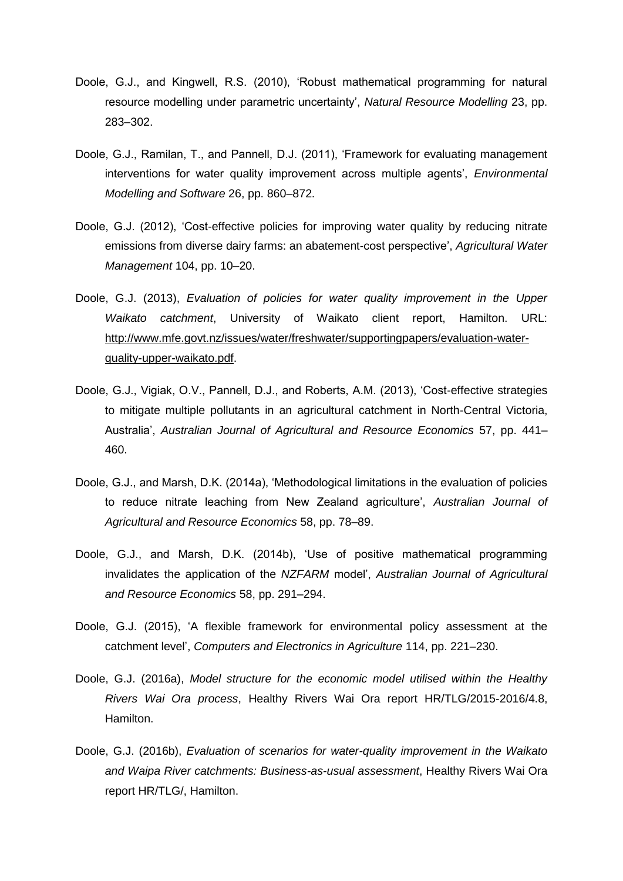Doole, G.J., and Kingwell, R.S. (2010), 'Robust mathematical programming for natural resource modelling under parametric uncertainty', *Natural Resource Modelling* 23, pp. 283–302.

Doole, G.J., Ramilan, T., and Pannell, D.J. (2011), 'Framework for evaluating management interventions for water quality improvement across multiple agents', *Environmental Modelling and Software* 26, pp. 860–872.

Doole, G.J. (2012), 'Cost-effective policies for improving water quality by reducing nitrate emissions from diverse dairy farms: an abatement-cost perspective', *Agricultural Water Management* 104, pp. 10–20.

Doole, G.J. (2013), *Evaluation of policies for water quality improvement in the Upper Waikato catchment*, University of Waikato client report, Hamilton. URL: http://www.mfe.govt.nz/issues/water/freshwater/supportingpapers/evaluation-water-quality-upper-waikato.pdf.

Doole, G.J., Vigiak, O.V., Pannell, D.J., and Roberts, A.M. (2013), 'Cost-effective strategies to mitigate multiple pollutants in an agricultural catchment in North-Central Victoria, Australia', *Australian Journal of Agricultural and Resource Economics* 57, pp. 441–460.

Doole, G.J., and Marsh, D.K. (2014a), 'Methodological limitations in the evaluation of policies to reduce nitrate leaching from New Zealand agriculture', *Australian Journal of Agricultural and Resource Economics* 58, pp. 78–89.

Doole, G.J., and Marsh, D.K. (2014b), 'Use of positive mathematical programming invalidates the application of the *NZFARM* model', *Australian Journal of Agricultural and Resource Economics* 58, pp. 291–294.

Doole, G.J. (2015), 'A flexible framework for environmental policy assessment at the catchment level', *Computers and Electronics in Agriculture* 114, pp. 221–230.

Doole, G.J. (2016a), *Model structure for the economic model utilised within the Healthy Rivers Wai Ora process*, Healthy Rivers Wai Ora report HR/TLG/2015-2016/4.8, Hamilton.

Doole, G.J. (2016b), *Evaluation of scenarios for water-quality improvement in the Waikato and Waipa River catchments: Business-as-usual assessment*, Healthy Rivers Wai Ora report HR/TLG/, Hamilton.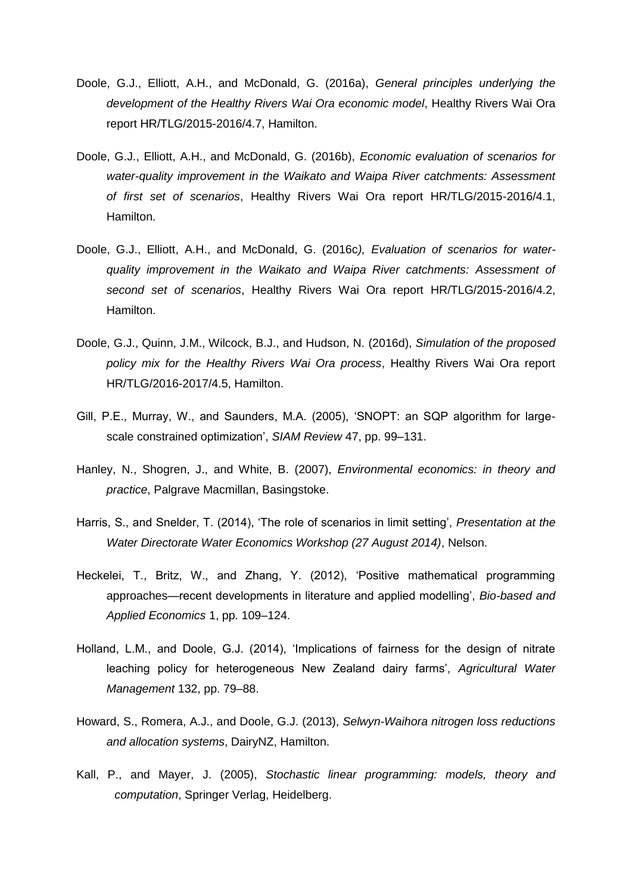Doole, G.J., Elliott, A.H., and McDonald, G. (2016a), *General principles underlying the development of the Healthy Rivers Wai Ora economic model*, Healthy Rivers Wai Ora report HR/TLG/2015-2016/4.7, Hamilton.

Doole, G.J., Elliott, A.H., and McDonald, G. (2016b), *Economic evaluation of scenarios for water-quality improvement in the Waikato and Waipa River catchments: Assessment of first set of scenarios*, Healthy Rivers Wai Ora report HR/TLG/2015-2016/4.1, Hamilton.

Doole, G.J., Elliott, A.H., and McDonald, G. (2016c*), Evaluation of scenarios for water-quality improvement in the Waikato and Waipa River catchments: Assessment of second set of scenarios*, Healthy Rivers Wai Ora report HR/TLG/2015-2016/4.2, Hamilton.

Doole, G.J., Quinn, J.M., Wilcock, B.J., and Hudson, N. (2016d), *Simulation of the proposed policy mix for the Healthy Rivers Wai Ora process*, Healthy Rivers Wai Ora report HR/TLG/2016-2017/4.5, Hamilton.

Gill, P.E., Murray, W., and Saunders, M.A. (2005), 'SNOPT: an SQP algorithm for large-scale constrained optimization', *SIAM Review* 47, pp. 99–131.

Hanley, N., Shogren, J., and White, B. (2007), *Environmental economics: in theory and practice*, Palgrave Macmillan, Basingstoke.

Harris, S., and Snelder, T. (2014), 'The role of scenarios in limit setting', *Presentation at the Water Directorate Water Economics Workshop (27 August 2014)*, Nelson.

Heckelei, T., Britz, W., and Zhang, Y. (2012), 'Positive mathematical programming approaches—recent developments in literature and applied modelling', *Bio-based and Applied Economics* 1, pp. 109–124.

Holland, L.M., and Doole, G.J. (2014), 'Implications of fairness for the design of nitrate leaching policy for heterogeneous New Zealand dairy farms', *Agricultural Water Management* 132, pp. 79–88.

Howard, S., Romera, A.J., and Doole, G.J. (2013), *Selwyn-Waihora nitrogen loss reductions and allocation systems*, DairyNZ, Hamilton.

Kall, P., and Mayer, J. (2005), *Stochastic linear programming: models, theory and computation*, Springer Verlag, Heidelberg.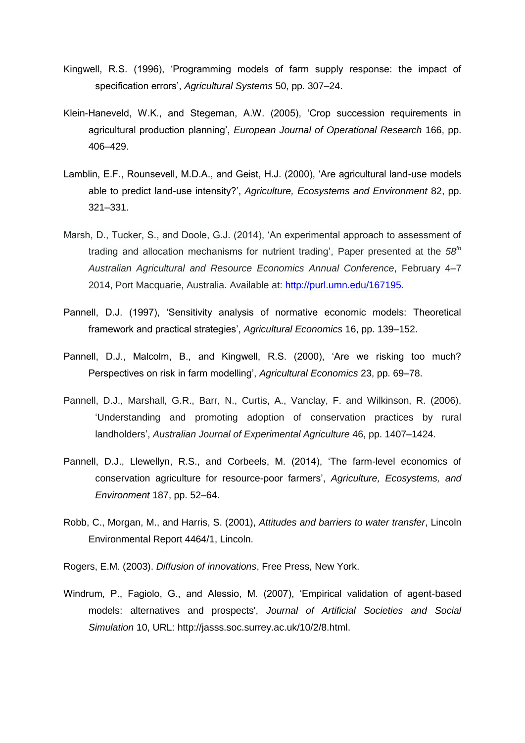Kingwell, R.S. (1996), 'Programming models of farm supply response: the impact of specification errors', *Agricultural Systems* 50, pp. 307–24.

Klein-Haneveld, W.K., and Stegeman, A.W. (2005), 'Crop succession requirements in agricultural production planning', *European Journal of Operational Research* 166, pp. 406–429.

Lamblin, E.F., Rounsevell, M.D.A., and Geist, H.J. (2000), 'Are agricultural land-use models able to predict land-use intensity?', *Agriculture, Ecosystems and Environment* 82, pp. 321–331.

Marsh, D., Tucker, S., and Doole, G.J. (2014), 'An experimental approach to assessment of trading and allocation mechanisms for nutrient trading', Paper presented at the *58th Australian Agricultural and Resource Economics Annual Conference*, February 4–7 2014, Port Macquarie, Australia. Available at: http://purl.umn.edu/167195.

Pannell, D.J. (1997), 'Sensitivity analysis of normative economic models: Theoretical framework and practical strategies', *Agricultural Economics* 16, pp. 139–152.

Pannell, D.J., Malcolm, B., and Kingwell, R.S. (2000), 'Are we risking too much? Perspectives on risk in farm modelling', *Agricultural Economics* 23, pp. 69–78.

Pannell, D.J., Marshall, G.R., Barr, N., Curtis, A., Vanclay, F. and Wilkinson, R. (2006), 'Understanding and promoting adoption of conservation practices by rural landholders', *Australian Journal of Experimental Agriculture* 46, pp. 1407–1424.

Pannell, D.J., Llewellyn, R.S., and Corbeels, M. (2014), 'The farm-level economics of conservation agriculture for resource-poor farmers', *Agriculture, Ecosystems, and Environment* 187, pp. 52–64.

Robb, C., Morgan, M., and Harris, S. (2001), *Attitudes and barriers to water transfer*, Lincoln Environmental Report 4464/1, Lincoln.

Rogers, E.M. (2003). *Diffusion of innovations*, Free Press, New York.

Windrum, P., Fagiolo, G., and Alessio, M. (2007), 'Empirical validation of agent-based models: alternatives and prospects', *Journal of Artificial Societies and Social Simulation* 10, URL: http://jasss.soc.surrey.ac.uk/10/2/8.html.